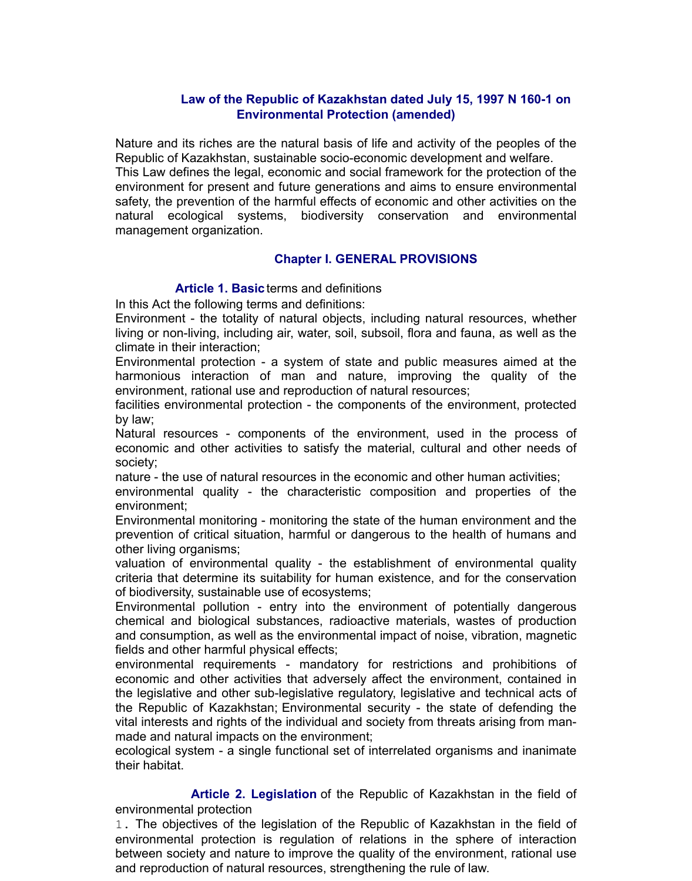# Law of the Republic of Kazakhstan dated July 15, 1997 N 160-1 on Environmental Protection (amended)

Nature and its riches are the natural basis of life and activity of the peoples of the Republic of Kazakhstan, sustainable socio-economic development and welfare.
This Law defines the legal, economic and social framework for the protection of the environment for present and future generations and aims to ensure environmental safety, the prevention of the harmful effects of economic and other activities on the natural ecological systems, biodiversity conservation and environmental management organization.

## Chapter I. GENERAL PROVISIONS

### Article 1. Basic terms and definitions

In this Act the following terms and definitions:
Environment - the totality of natural objects, including natural resources, whether living or non-living, including air, water, soil, subsoil, flora and fauna, as well as the climate in their interaction;
Environmental protection - a system of state and public measures aimed at the harmonious interaction of man and nature, improving the quality of the environment, rational use and reproduction of natural resources;
facilities environmental protection - the components of the environment, protected by law;
Natural resources - components of the environment, used in the process of economic and other activities to satisfy the material, cultural and other needs of society;
nature - the use of natural resources in the economic and other human activities;
environmental quality - the characteristic composition and properties of the environment;
Environmental monitoring - monitoring the state of the human environment and the prevention of critical situation, harmful or dangerous to the health of humans and other living organisms;
valuation of environmental quality - the establishment of environmental quality criteria that determine its suitability for human existence, and for the conservation of biodiversity, sustainable use of ecosystems;
Environmental pollution - entry into the environment of potentially dangerous chemical and biological substances, radioactive materials, wastes of production and consumption, as well as the environmental impact of noise, vibration, magnetic fields and other harmful physical effects;
environmental requirements - mandatory for restrictions and prohibitions of economic and other activities that adversely affect the environment, contained in the legislative and other sub-legislative regulatory, legislative and technical acts of the Republic of Kazakhstan; Environmental security - the state of defending the vital interests and rights of the individual and society from threats arising from man-made and natural impacts on the environment;
ecological system - a single functional set of interrelated organisms and inanimate their habitat.

### Article 2. Legislation of the Republic of Kazakhstan in the field of environmental protection

1. The objectives of the legislation of the Republic of Kazakhstan in the field of environmental protection is regulation of relations in the sphere of interaction between society and nature to improve the quality of the environment, rational use and reproduction of natural resources, strengthening the rule of law.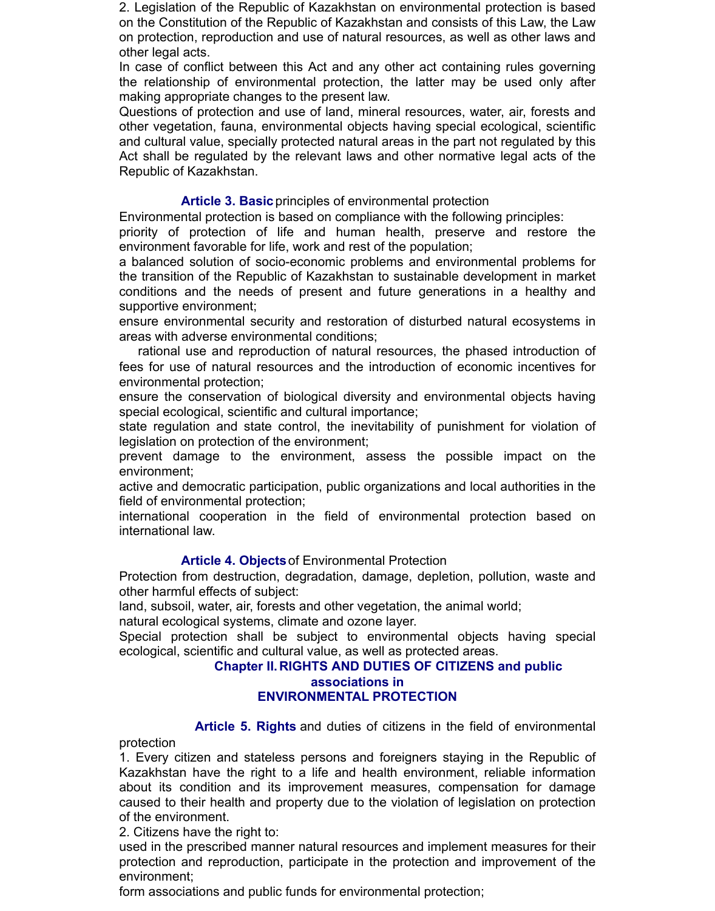2. Legislation of the Republic of Kazakhstan on environmental protection is based on the Constitution of the Republic of Kazakhstan and consists of this Law, the Law on protection, reproduction and use of natural resources, as well as other laws and other legal acts.

In case of conflict between this Act and any other act containing rules governing the relationship of environmental protection, the latter may be used only after making appropriate changes to the present law.

Questions of protection and use of land, mineral resources, water, air, forests and other vegetation, fauna, environmental objects having special ecological, scientific and cultural value, specially protected natural areas in the part not regulated by this Act shall be regulated by the relevant laws and other normative legal acts of the Republic of Kazakhstan.

### **Article 3. Basic** principles of environmental protection

Environmental protection is based on compliance with the following principles:

priority of protection of life and human health, preserve and restore the environment favorable for life, work and rest of the population;

a balanced solution of socio-economic problems and environmental problems for the transition of the Republic of Kazakhstan to sustainable development in market conditions and the needs of present and future generations in a healthy and supportive environment;

ensure environmental security and restoration of disturbed natural ecosystems in areas with adverse environmental conditions;

rational use and reproduction of natural resources, the phased introduction of fees for use of natural resources and the introduction of economic incentives for environmental protection;

ensure the conservation of biological diversity and environmental objects having special ecological, scientific and cultural importance;

state regulation and state control, the inevitability of punishment for violation of legislation on protection of the environment;

prevent damage to the environment, assess the possible impact on the environment;

active and democratic participation, public organizations and local authorities in the field of environmental protection;

international cooperation in the field of environmental protection based on international law.

### **Article 4. Objects** of Environmental Protection

Protection from destruction, degradation, damage, depletion, pollution, waste and other harmful effects of subject:

land, subsoil, water, air, forests and other vegetation, the animal world;

natural ecological systems, climate and ozone layer.

Special protection shall be subject to environmental objects having special ecological, scientific and cultural value, as well as protected areas.

## **Chapter II. RIGHTS AND DUTIES OF CITIZENS and public associations in ENVIRONMENTAL PROTECTION**

### **Article 5. Rights** and duties of citizens in the field of environmental protection

1. Every citizen and stateless persons and foreigners staying in the Republic of Kazakhstan have the right to a life and health environment, reliable information about its condition and its improvement measures, compensation for damage caused to their health and property due to the violation of legislation on protection of the environment.

2. Citizens have the right to:

used in the prescribed manner natural resources and implement measures for their protection and reproduction, participate in the protection and improvement of the environment;

form associations and public funds for environmental protection;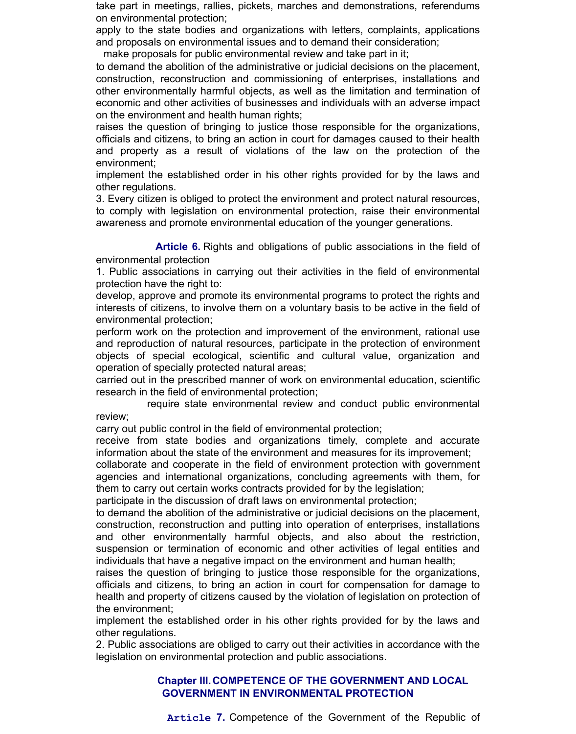take part in meetings, rallies, pickets, marches and demonstrations, referendums on environmental protection;

apply to the state bodies and organizations with letters, complaints, applications and proposals on environmental issues and to demand their consideration;

make proposals for public environmental review and take part in it;

to demand the abolition of the administrative or judicial decisions on the placement, construction, reconstruction and commissioning of enterprises, installations and other environmentally harmful objects, as well as the limitation and termination of economic and other activities of businesses and individuals with an adverse impact on the environment and health human rights;

raises the question of bringing to justice those responsible for the organizations, officials and citizens, to bring an action in court for damages caused to their health and property as a result of violations of the law on the protection of the environment;

implement the established order in his other rights provided for by the laws and other regulations.

3. Every citizen is obliged to protect the environment and protect natural resources, to comply with legislation on environmental protection, raise their environmental awareness and promote environmental education of the younger generations.

### Article 6. Rights and obligations of public associations in the field of environmental protection

1. Public associations in carrying out their activities in the field of environmental protection have the right to:

develop, approve and promote its environmental programs to protect the rights and interests of citizens, to involve them on a voluntary basis to be active in the field of environmental protection;

perform work on the protection and improvement of the environment, rational use and reproduction of natural resources, participate in the protection of environment objects of special ecological, scientific and cultural value, organization and operation of specially protected natural areas;

carried out in the prescribed manner of work on environmental education, scientific research in the field of environmental protection;

require state environmental review and conduct public environmental review;

carry out public control in the field of environmental protection;

receive from state bodies and organizations timely, complete and accurate information about the state of the environment and measures for its improvement;

collaborate and cooperate in the field of environment protection with government agencies and international organizations, concluding agreements with them, for them to carry out certain works contracts provided for by the legislation;

participate in the discussion of draft laws on environmental protection;

to demand the abolition of the administrative or judicial decisions on the placement, construction, reconstruction and putting into operation of enterprises, installations and other environmentally harmful objects, and also about the restriction, suspension or termination of economic and other activities of legal entities and individuals that have a negative impact on the environment and human health;

raises the question of bringing to justice those responsible for the organizations, officials and citizens, to bring an action in court for compensation for damage to health and property of citizens caused by the violation of legislation on protection of the environment;

implement the established order in his other rights provided for by the laws and other regulations.

2. Public associations are obliged to carry out their activities in accordance with the legislation on environmental protection and public associations.

## Chapter III. COMPETENCE OF THE GOVERNMENT AND LOCAL GOVERNMENT IN ENVIRONMENTAL PROTECTION

### Article 7. Competence of the Government of the Republic of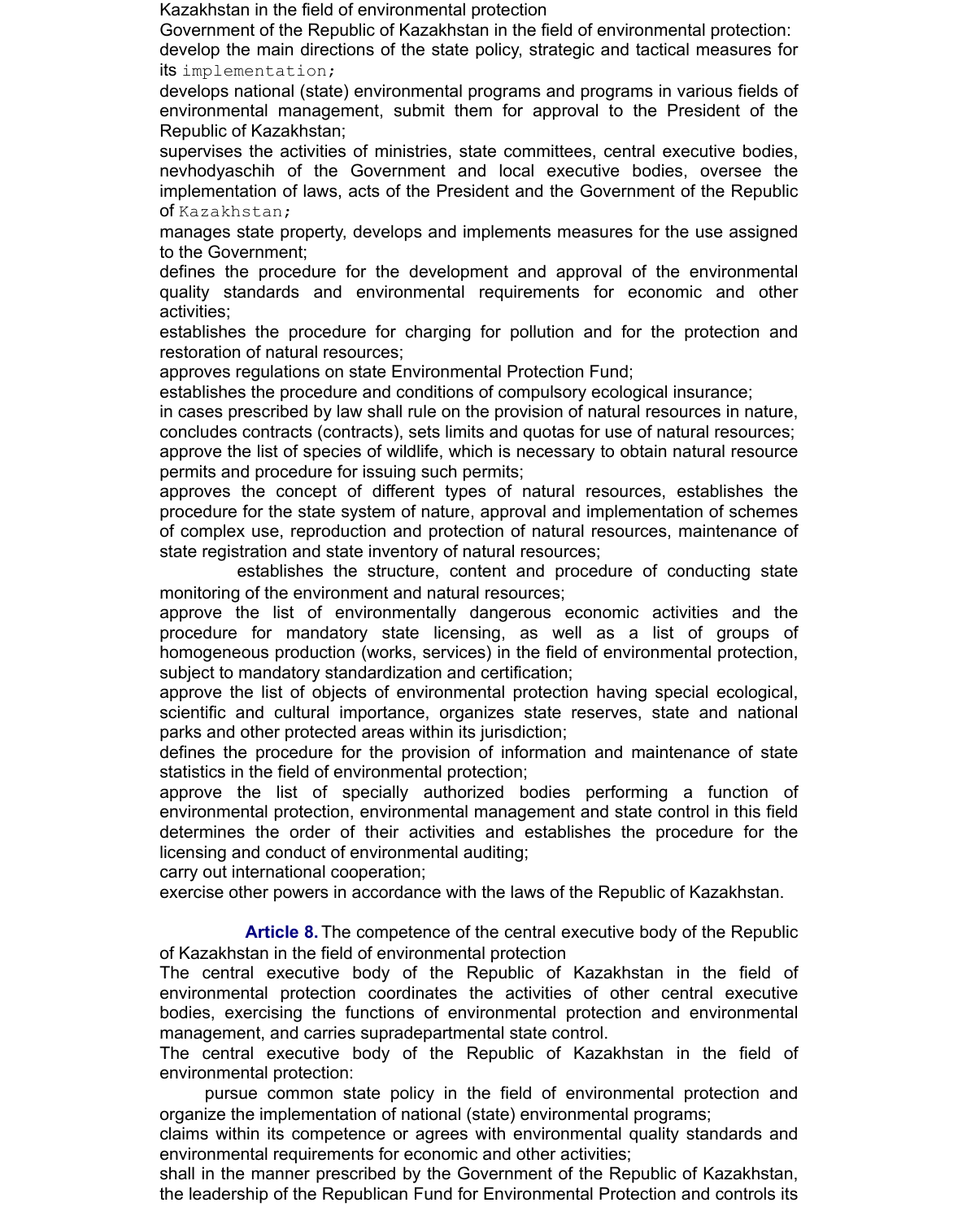Kazakhstan in the field of environmental protection

Government of the Republic of Kazakhstan in the field of environmental protection:

develop the main directions of the state policy, strategic and tactical measures for its implementation;

develops national (state) environmental programs and programs in various fields of environmental management, submit them for approval to the President of the Republic of Kazakhstan;

supervises the activities of ministries, state committees, central executive bodies, nevhodyaschih of the Government and local executive bodies, oversee the implementation of laws, acts of the President and the Government of the Republic of Kazakhstan;

manages state property, develops and implements measures for the use assigned to the Government;

defines the procedure for the development and approval of the environmental quality standards and environmental requirements for economic and other activities;

establishes the procedure for charging for pollution and for the protection and restoration of natural resources;

approves regulations on state Environmental Protection Fund;

establishes the procedure and conditions of compulsory ecological insurance;

in cases prescribed by law shall rule on the provision of natural resources in nature, concludes contracts (contracts), sets limits and quotas for use of natural resources;

approve the list of species of wildlife, which is necessary to obtain natural resource permits and procedure for issuing such permits;

approves the concept of different types of natural resources, establishes the procedure for the state system of nature, approval and implementation of schemes of complex use, reproduction and protection of natural resources, maintenance of state registration and state inventory of natural resources;

establishes the structure, content and procedure of conducting state monitoring of the environment and natural resources;

approve the list of environmentally dangerous economic activities and the procedure for mandatory state licensing, as well as a list of groups of homogeneous production (works, services) in the field of environmental protection, subject to mandatory standardization and certification;

approve the list of objects of environmental protection having special ecological, scientific and cultural importance, organizes state reserves, state and national parks and other protected areas within its jurisdiction;

defines the procedure for the provision of information and maintenance of state statistics in the field of environmental protection;

approve the list of specially authorized bodies performing a function of environmental protection, environmental management and state control in this field determines the order of their activities and establishes the procedure for the licensing and conduct of environmental auditing;

carry out international cooperation;

exercise other powers in accordance with the laws of the Republic of Kazakhstan.

**Article 8.** The competence of the central executive body of the Republic of Kazakhstan in the field of environmental protection

The central executive body of the Republic of Kazakhstan in the field of environmental protection coordinates the activities of other central executive bodies, exercising the functions of environmental protection and environmental management, and carries supradepartmental state control.

The central executive body of the Republic of Kazakhstan in the field of environmental protection:

pursue common state policy in the field of environmental protection and organize the implementation of national (state) environmental programs;

claims within its competence or agrees with environmental quality standards and environmental requirements for economic and other activities;

shall in the manner prescribed by the Government of the Republic of Kazakhstan, the leadership of the Republican Fund for Environmental Protection and controls its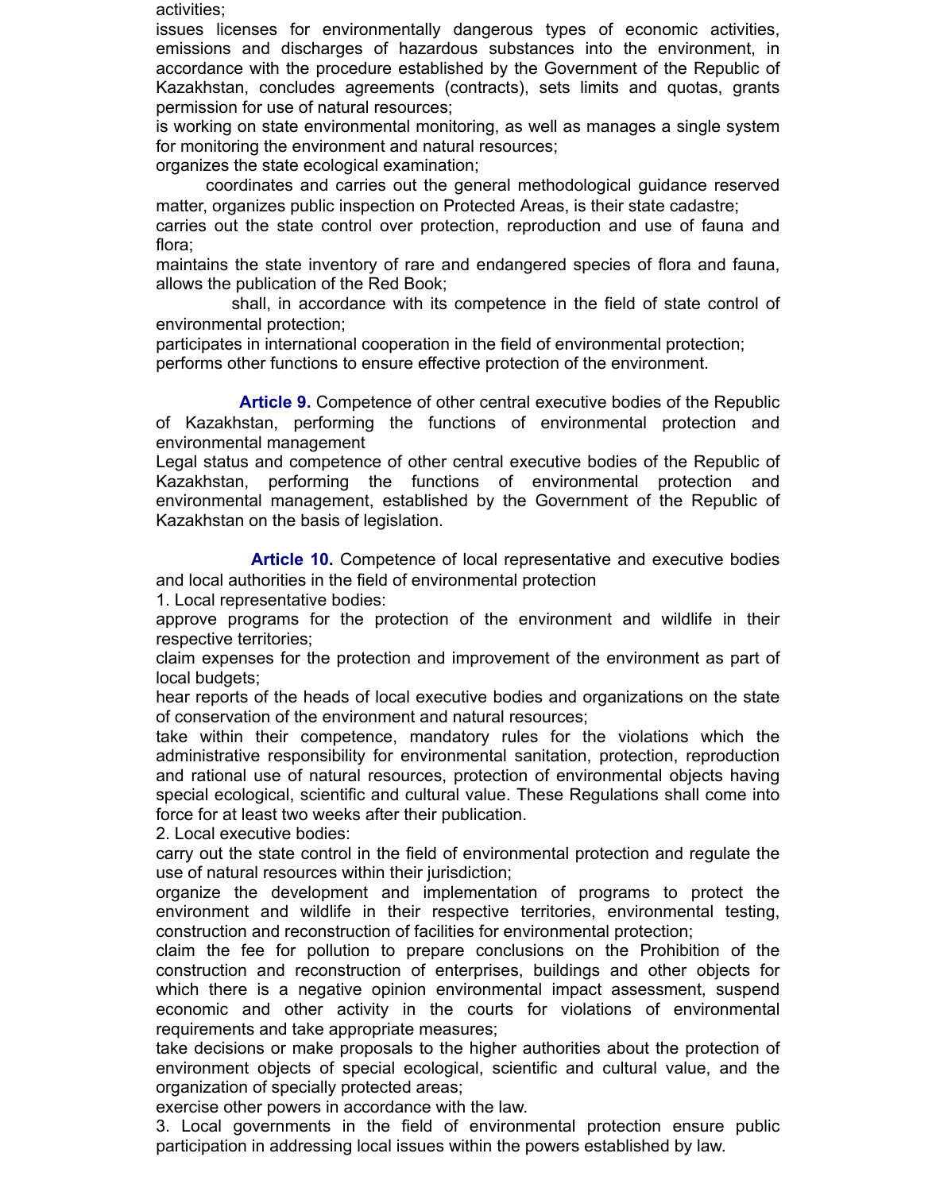activities;

issues licenses for environmentally dangerous types of economic activities, emissions and discharges of hazardous substances into the environment, in accordance with the procedure established by the Government of the Republic of Kazakhstan, concludes agreements (contracts), sets limits and quotas, grants permission for use of natural resources;

is working on state environmental monitoring, as well as manages a single system for monitoring the environment and natural resources;

organizes the state ecological examination;

coordinates and carries out the general methodological guidance reserved matter, organizes public inspection on Protected Areas, is their state cadastre;

carries out the state control over protection, reproduction and use of fauna and flora;

maintains the state inventory of rare and endangered species of flora and fauna, allows the publication of the Red Book;

shall, in accordance with its competence in the field of state control of environmental protection;

participates in international cooperation in the field of environmental protection;

performs other functions to ensure effective protection of the environment.

**Article 9.** Competence of other central executive bodies of the Republic of Kazakhstan, performing the functions of environmental protection and environmental management

Legal status and competence of other central executive bodies of the Republic of Kazakhstan, performing the functions of environmental protection and environmental management, established by the Government of the Republic of Kazakhstan on the basis of legislation.

**Article 10.** Competence of local representative and executive bodies and local authorities in the field of environmental protection

1. Local representative bodies:

approve programs for the protection of the environment and wildlife in their respective territories;

claim expenses for the protection and improvement of the environment as part of local budgets;

hear reports of the heads of local executive bodies and organizations on the state of conservation of the environment and natural resources;

take within their competence, mandatory rules for the violations which the administrative responsibility for environmental sanitation, protection, reproduction and rational use of natural resources, protection of environmental objects having special ecological, scientific and cultural value. These Regulations shall come into force for at least two weeks after their publication.

2. Local executive bodies:

carry out the state control in the field of environmental protection and regulate the use of natural resources within their jurisdiction;

organize the development and implementation of programs to protect the environment and wildlife in their respective territories, environmental testing, construction and reconstruction of facilities for environmental protection;

claim the fee for pollution to prepare conclusions on the Prohibition of the construction and reconstruction of enterprises, buildings and other objects for which there is a negative opinion environmental impact assessment, suspend economic and other activity in the courts for violations of environmental requirements and take appropriate measures;

take decisions or make proposals to the higher authorities about the protection of environment objects of special ecological, scientific and cultural value, and the organization of specially protected areas;

exercise other powers in accordance with the law.

3. Local governments in the field of environmental protection ensure public participation in addressing local issues within the powers established by law.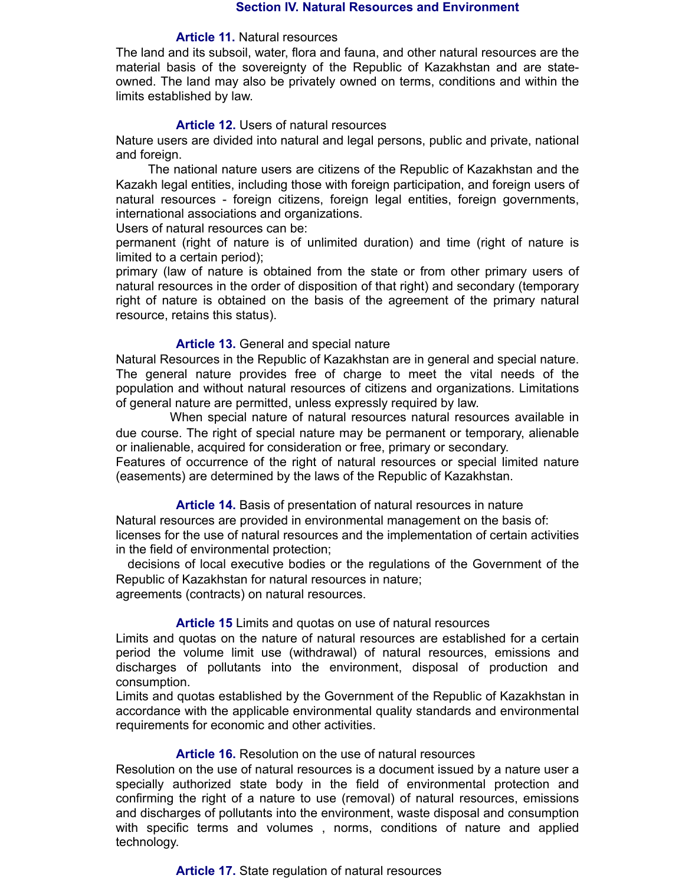## Section IV. Natural Resources and Environment

**Article 11.** Natural resources

The land and its subsoil, water, flora and fauna, and other natural resources are the material basis of the sovereignty of the Republic of Kazakhstan and are state-owned. The land may also be privately owned on terms, conditions and within the limits established by law.

**Article 12.** Users of natural resources

Nature users are divided into natural and legal persons, public and private, national and foreign.

The national nature users are citizens of the Republic of Kazakhstan and the Kazakh legal entities, including those with foreign participation, and foreign users of natural resources - foreign citizens, foreign legal entities, foreign governments, international associations and organizations.

Users of natural resources can be:

permanent (right of nature is of unlimited duration) and time (right of nature is limited to a certain period);

primary (law of nature is obtained from the state or from other primary users of natural resources in the order of disposition of that right) and secondary (temporary right of nature is obtained on the basis of the agreement of the primary natural resource, retains this status).

**Article 13.** General and special nature

Natural Resources in the Republic of Kazakhstan are in general and special nature. The general nature provides free of charge to meet the vital needs of the population and without natural resources of citizens and organizations. Limitations of general nature are permitted, unless expressly required by law.

When special nature of natural resources natural resources available in due course. The right of special nature may be permanent or temporary, alienable or inalienable, acquired for consideration or free, primary or secondary.

Features of occurrence of the right of natural resources or special limited nature (easements) are determined by the laws of the Republic of Kazakhstan.

**Article 14.** Basis of presentation of natural resources in nature

Natural resources are provided in environmental management on the basis of:

licenses for the use of natural resources and the implementation of certain activities in the field of environmental protection;

decisions of local executive bodies or the regulations of the Government of the Republic of Kazakhstan for natural resources in nature;

agreements (contracts) on natural resources.

**Article 15** Limits and quotas on use of natural resources

Limits and quotas on the nature of natural resources are established for a certain period the volume limit use (withdrawal) of natural resources, emissions and discharges of pollutants into the environment, disposal of production and consumption.

Limits and quotas established by the Government of the Republic of Kazakhstan in accordance with the applicable environmental quality standards and environmental requirements for economic and other activities.

**Article 16.** Resolution on the use of natural resources

Resolution on the use of natural resources is a document issued by a nature user a specially authorized state body in the field of environmental protection and confirming the right of a nature to use (removal) of natural resources, emissions and discharges of pollutants into the environment, waste disposal and consumption with specific terms and volumes , norms, conditions of nature and applied technology.

**Article 17.** State regulation of natural resources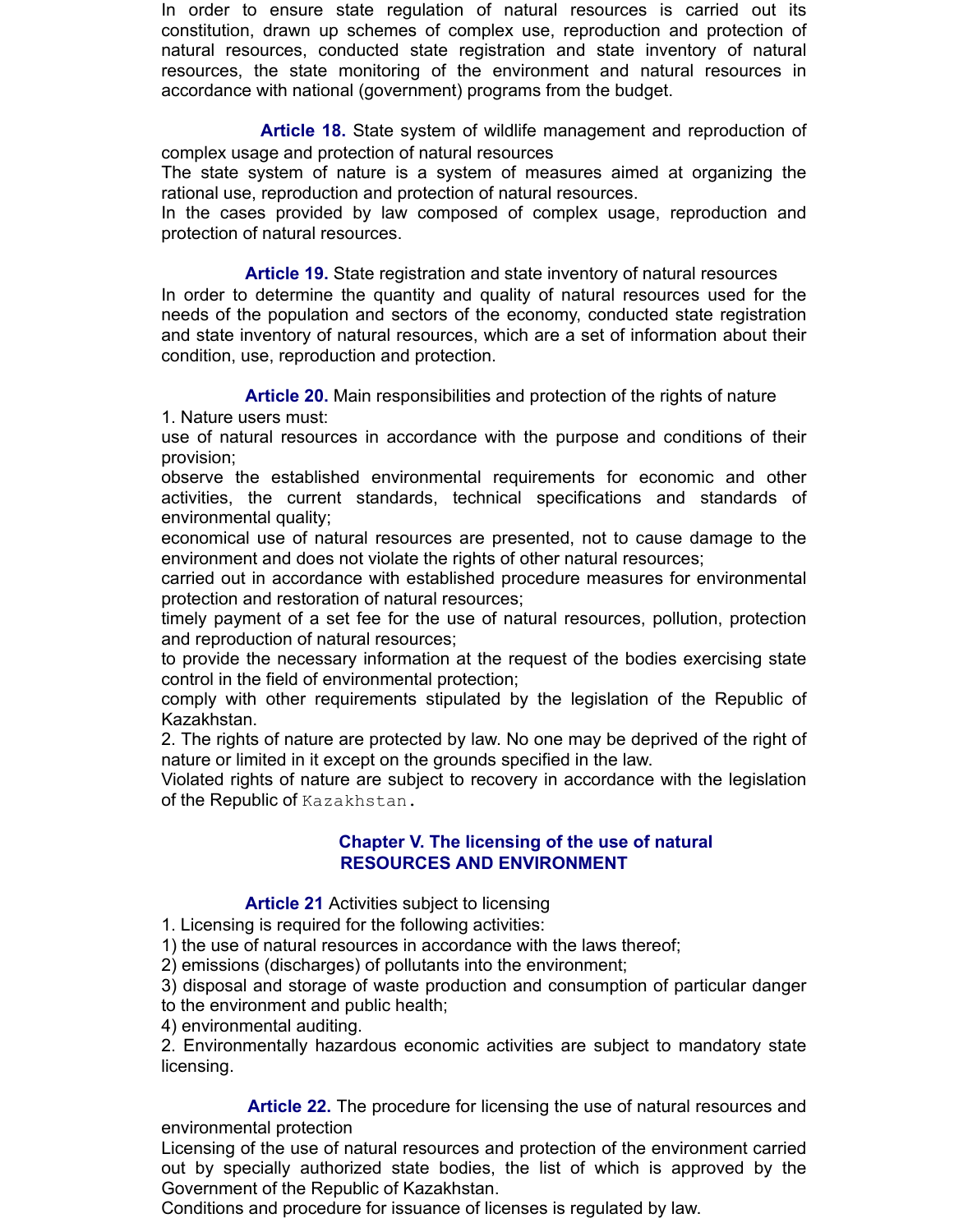In order to ensure state regulation of natural resources is carried out its constitution, drawn up schemes of complex use, reproduction and protection of natural resources, conducted state registration and state inventory of natural resources, the state monitoring of the environment and natural resources in accordance with national (government) programs from the budget.

**Article 18.** State system of wildlife management and reproduction of complex usage and protection of natural resources

The state system of nature is a system of measures aimed at organizing the rational use, reproduction and protection of natural resources.

In the cases provided by law composed of complex usage, reproduction and protection of natural resources.

**Article 19.** State registration and state inventory of natural resources

In order to determine the quantity and quality of natural resources used for the needs of the population and sectors of the economy, conducted state registration and state inventory of natural resources, which are a set of information about their condition, use, reproduction and protection.

**Article 20.** Main responsibilities and protection of the rights of nature

1. Nature users must:

use of natural resources in accordance with the purpose and conditions of their provision;

observe the established environmental requirements for economic and other activities, the current standards, technical specifications and standards of environmental quality;

economical use of natural resources are presented, not to cause damage to the environment and does not violate the rights of other natural resources;

carried out in accordance with established procedure measures for environmental protection and restoration of natural resources;

timely payment of a set fee for the use of natural resources, pollution, protection and reproduction of natural resources;

to provide the necessary information at the request of the bodies exercising state control in the field of environmental protection;

comply with other requirements stipulated by the legislation of the Republic of Kazakhstan.

2. The rights of nature are protected by law. No one may be deprived of the right of nature or limited in it except on the grounds specified in the law.

Violated rights of nature are subject to recovery in accordance with the legislation of the Republic of Kazakhstan.

## Chapter V. The licensing of the use of natural RESOURCES AND ENVIRONMENT

**Article 21** Activities subject to licensing

1. Licensing is required for the following activities:

1) the use of natural resources in accordance with the laws thereof;

2) emissions (discharges) of pollutants into the environment;

3) disposal and storage of waste production and consumption of particular danger to the environment and public health;

4) environmental auditing.

2. Environmentally hazardous economic activities are subject to mandatory state licensing.

**Article 22.** The procedure for licensing the use of natural resources and environmental protection

Licensing of the use of natural resources and protection of the environment carried out by specially authorized state bodies, the list of which is approved by the Government of the Republic of Kazakhstan.

Conditions and procedure for issuance of licenses is regulated by law.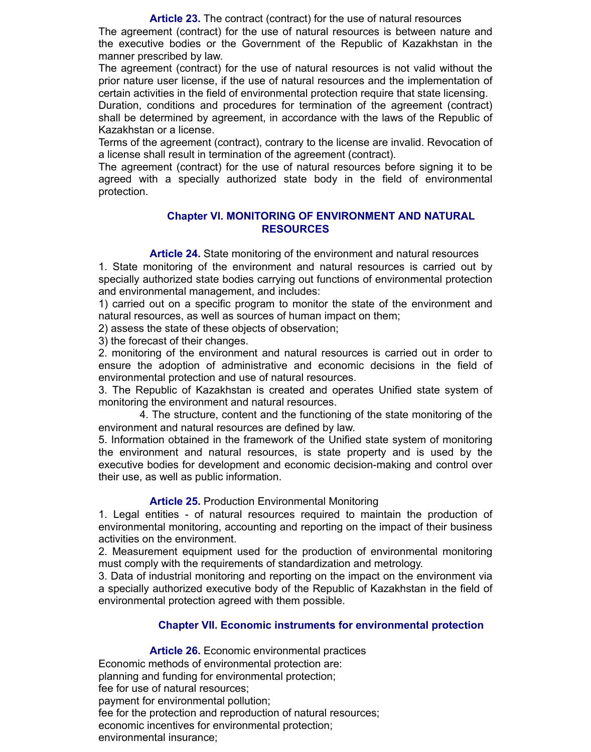**Article 23.** The contract (contract) for the use of natural resources

The agreement (contract) for the use of natural resources is between nature and the executive bodies or the Government of the Republic of Kazakhstan in the manner prescribed by law.

The agreement (contract) for the use of natural resources is not valid without the prior nature user license, if the use of natural resources and the implementation of certain activities in the field of environmental protection require that state licensing.

Duration, conditions and procedures for termination of the agreement (contract) shall be determined by agreement, in accordance with the laws of the Republic of Kazakhstan or a license.

Terms of the agreement (contract), contrary to the license are invalid. Revocation of a license shall result in termination of the agreement (contract).

The agreement (contract) for the use of natural resources before signing it to be agreed with a specially authorized state body in the field of environmental protection.

## Chapter VI. MONITORING OF ENVIRONMENT AND NATURAL RESOURCES

**Article 24.** State monitoring of the environment and natural resources

1. State monitoring of the environment and natural resources is carried out by specially authorized state bodies carrying out functions of environmental protection and environmental management, and includes:

1) carried out on a specific program to monitor the state of the environment and natural resources, as well as sources of human impact on them;

2) assess the state of these objects of observation;

3) the forecast of their changes.

2. monitoring of the environment and natural resources is carried out in order to ensure the adoption of administrative and economic decisions in the field of environmental protection and use of natural resources.

3. The Republic of Kazakhstan is created and operates Unified state system of monitoring the environment and natural resources.

4. The structure, content and the functioning of the state monitoring of the environment and natural resources are defined by law.

5. Information obtained in the framework of the Unified state system of monitoring the environment and natural resources, is state property and is used by the executive bodies for development and economic decision-making and control over their use, as well as public information.

**Article 25.** Production Environmental Monitoring

1. Legal entities - of natural resources required to maintain the production of environmental monitoring, accounting and reporting on the impact of their business activities on the environment.

2. Measurement equipment used for the production of environmental monitoring must comply with the requirements of standardization and metrology.

3. Data of industrial monitoring and reporting on the impact on the environment via a specially authorized executive body of the Republic of Kazakhstan in the field of environmental protection agreed with them possible.

## Chapter VII. Economic instruments for environmental protection

**Article 26.** Economic environmental practices

Economic methods of environmental protection are:

planning and funding for environmental protection;

fee for use of natural resources;

payment for environmental pollution;

fee for the protection and reproduction of natural resources;

economic incentives for environmental protection;

environmental insurance;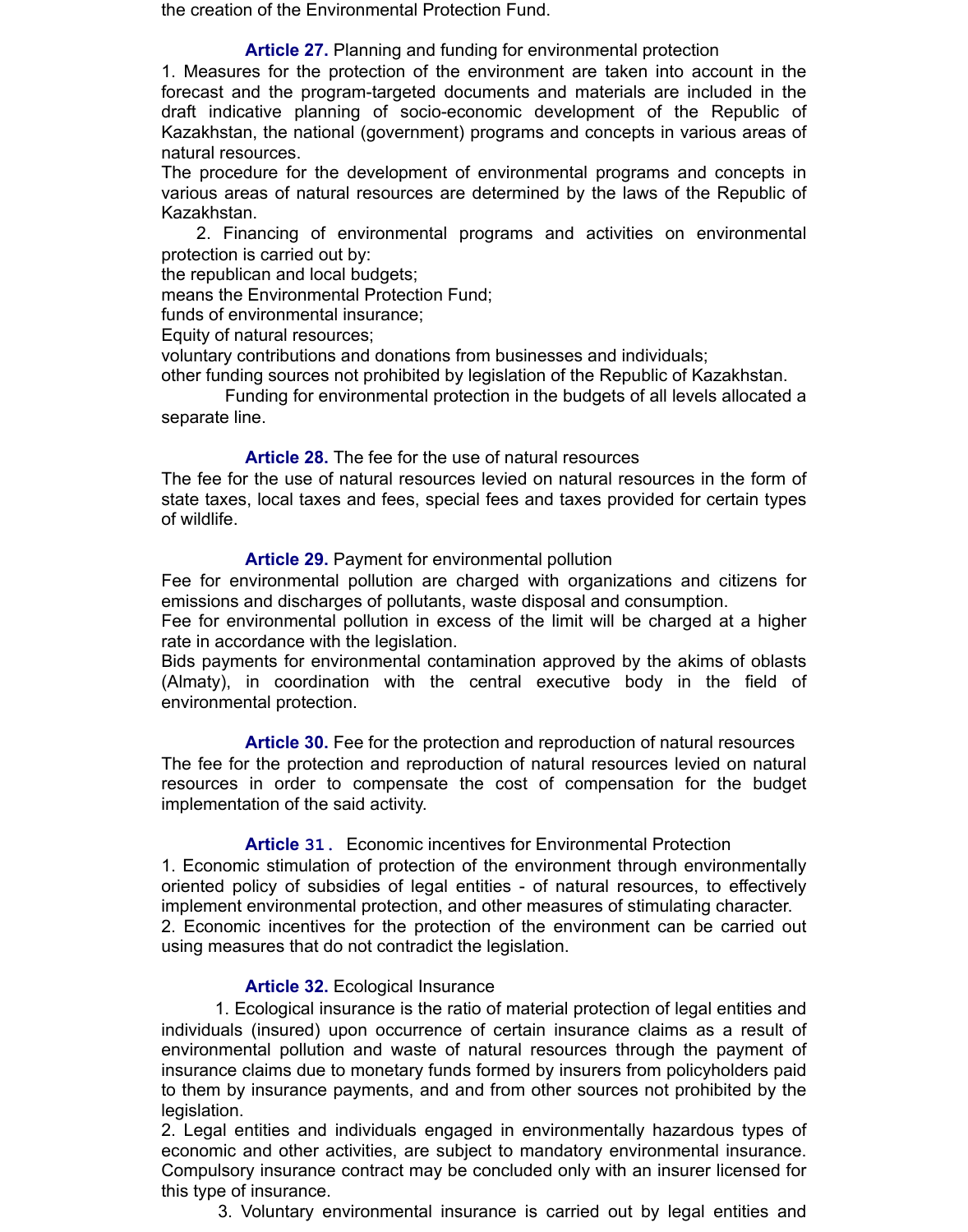the creation of the Environmental Protection Fund.

**Article 27.** Planning and funding for environmental protection

1. Measures for the protection of the environment are taken into account in the forecast and the program-targeted documents and materials are included in the draft indicative planning of socio-economic development of the Republic of Kazakhstan, the national (government) programs and concepts in various areas of natural resources.

The procedure for the development of environmental programs and concepts in various areas of natural resources are determined by the laws of the Republic of Kazakhstan.

2. Financing of environmental programs and activities on environmental protection is carried out by:

the republican and local budgets;

means the Environmental Protection Fund;

funds of environmental insurance;

Equity of natural resources;

voluntary contributions and donations from businesses and individuals;

other funding sources not prohibited by legislation of the Republic of Kazakhstan.

Funding for environmental protection in the budgets of all levels allocated a separate line.

**Article 28.** The fee for the use of natural resources

The fee for the use of natural resources levied on natural resources in the form of state taxes, local taxes and fees, special fees and taxes provided for certain types of wildlife.

**Article 29.** Payment for environmental pollution

Fee for environmental pollution are charged with organizations and citizens for emissions and discharges of pollutants, waste disposal and consumption.

Fee for environmental pollution in excess of the limit will be charged at a higher rate in accordance with the legislation.

Bids payments for environmental contamination approved by the akims of oblasts (Almaty), in coordination with the central executive body in the field of environmental protection.

**Article 30.** Fee for the protection and reproduction of natural resources

The fee for the protection and reproduction of natural resources levied on natural resources in order to compensate the cost of compensation for the budget implementation of the said activity.

**Article 31.** Economic incentives for Environmental Protection

1. Economic stimulation of protection of the environment through environmentally oriented policy of subsidies of legal entities - of natural resources, to effectively implement environmental protection, and other measures of stimulating character.
2. Economic incentives for the protection of the environment can be carried out using measures that do not contradict the legislation.

**Article 32.** Ecological Insurance

1. Ecological insurance is the ratio of material protection of legal entities and individuals (insured) upon occurrence of certain insurance claims as a result of environmental pollution and waste of natural resources through the payment of insurance claims due to monetary funds formed by insurers from policyholders paid to them by insurance payments, and and from other sources not prohibited by the legislation.
2. Legal entities and individuals engaged in environmentally hazardous types of economic and other activities, are subject to mandatory environmental insurance. Compulsory insurance contract may be concluded only with an insurer licensed for this type of insurance.
3. Voluntary environmental insurance is carried out by legal entities and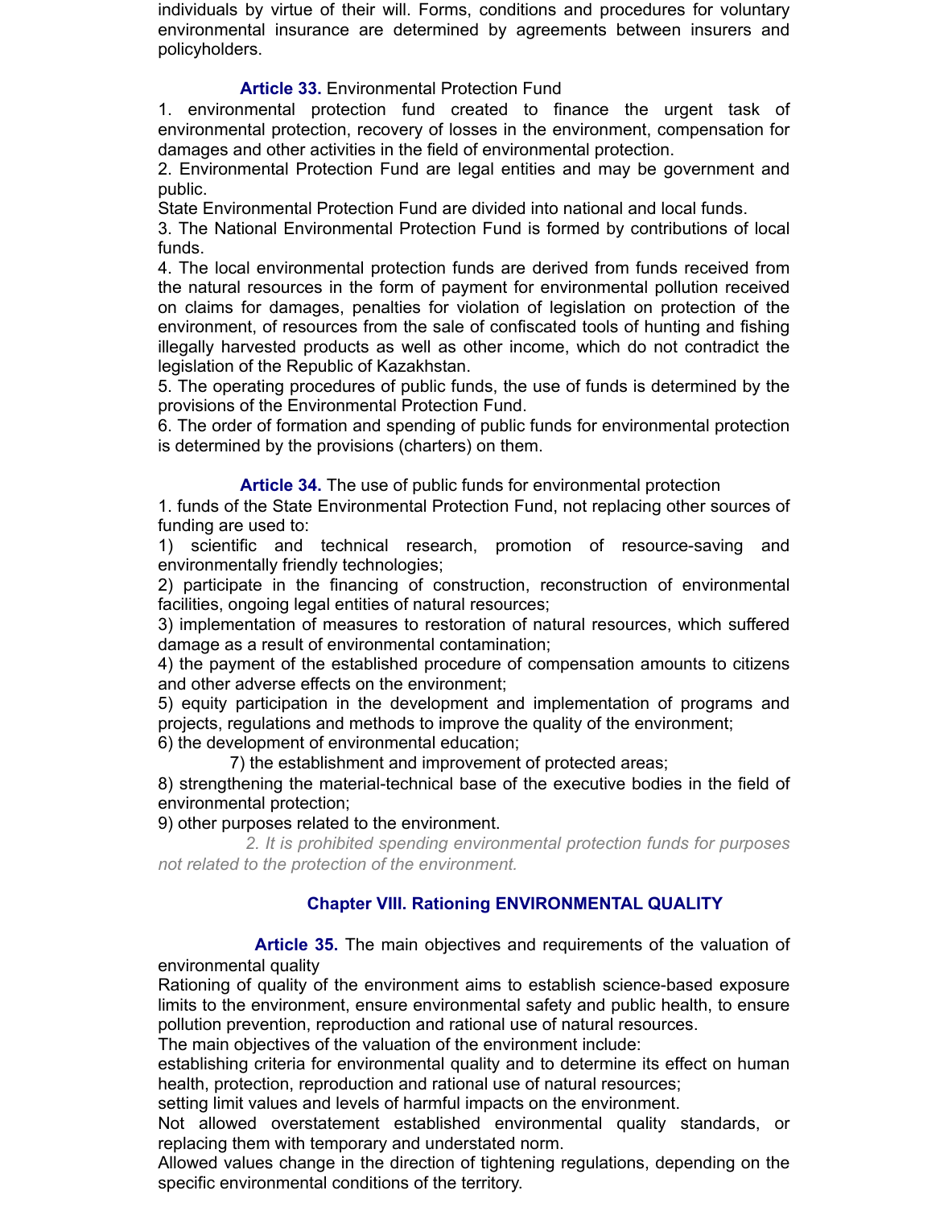individuals by virtue of their will. Forms, conditions and procedures for voluntary environmental insurance are determined by agreements between insurers and policyholders.

### **Article 33.** Environmental Protection Fund

1. environmental protection fund created to finance the urgent task of environmental protection, recovery of losses in the environment, compensation for damages and other activities in the field of environmental protection.

2. Environmental Protection Fund are legal entities and may be government and public.

State Environmental Protection Fund are divided into national and local funds.

3. The National Environmental Protection Fund is formed by contributions of local funds.

4. The local environmental protection funds are derived from funds received from the natural resources in the form of payment for environmental pollution received on claims for damages, penalties for violation of legislation on protection of the environment, of resources from the sale of confiscated tools of hunting and fishing illegally harvested products as well as other income, which do not contradict the legislation of the Republic of Kazakhstan.

5. The operating procedures of public funds, the use of funds is determined by the provisions of the Environmental Protection Fund.

6. The order of formation and spending of public funds for environmental protection is determined by the provisions (charters) on them.

### **Article 34.** The use of public funds for environmental protection

1. funds of the State Environmental Protection Fund, not replacing other sources of funding are used to:

1) scientific and technical research, promotion of resource-saving and environmentally friendly technologies;

2) participate in the financing of construction, reconstruction of environmental facilities, ongoing legal entities of natural resources;

3) implementation of measures to restoration of natural resources, which suffered damage as a result of environmental contamination;

4) the payment of the established procedure of compensation amounts to citizens and other adverse effects on the environment;

5) equity participation in the development and implementation of programs and projects, regulations and methods to improve the quality of the environment;

6) the development of environmental education;

7) the establishment and improvement of protected areas;

8) strengthening the material-technical base of the executive bodies in the field of environmental protection;

9) other purposes related to the environment.

*2. It is prohibited spending environmental protection funds for purposes not related to the protection of the environment.*

## **Chapter VIII. Rationing ENVIRONMENTAL QUALITY**

### **Article 35.** The main objectives and requirements of the valuation of environmental quality

Rationing of quality of the environment aims to establish science-based exposure limits to the environment, ensure environmental safety and public health, to ensure pollution prevention, reproduction and rational use of natural resources.

The main objectives of the valuation of the environment include:

establishing criteria for environmental quality and to determine its effect on human health, protection, reproduction and rational use of natural resources;

setting limit values and levels of harmful impacts on the environment.

Not allowed overstatement established environmental quality standards, or replacing them with temporary and understated norm.

Allowed values change in the direction of tightening regulations, depending on the specific environmental conditions of the territory.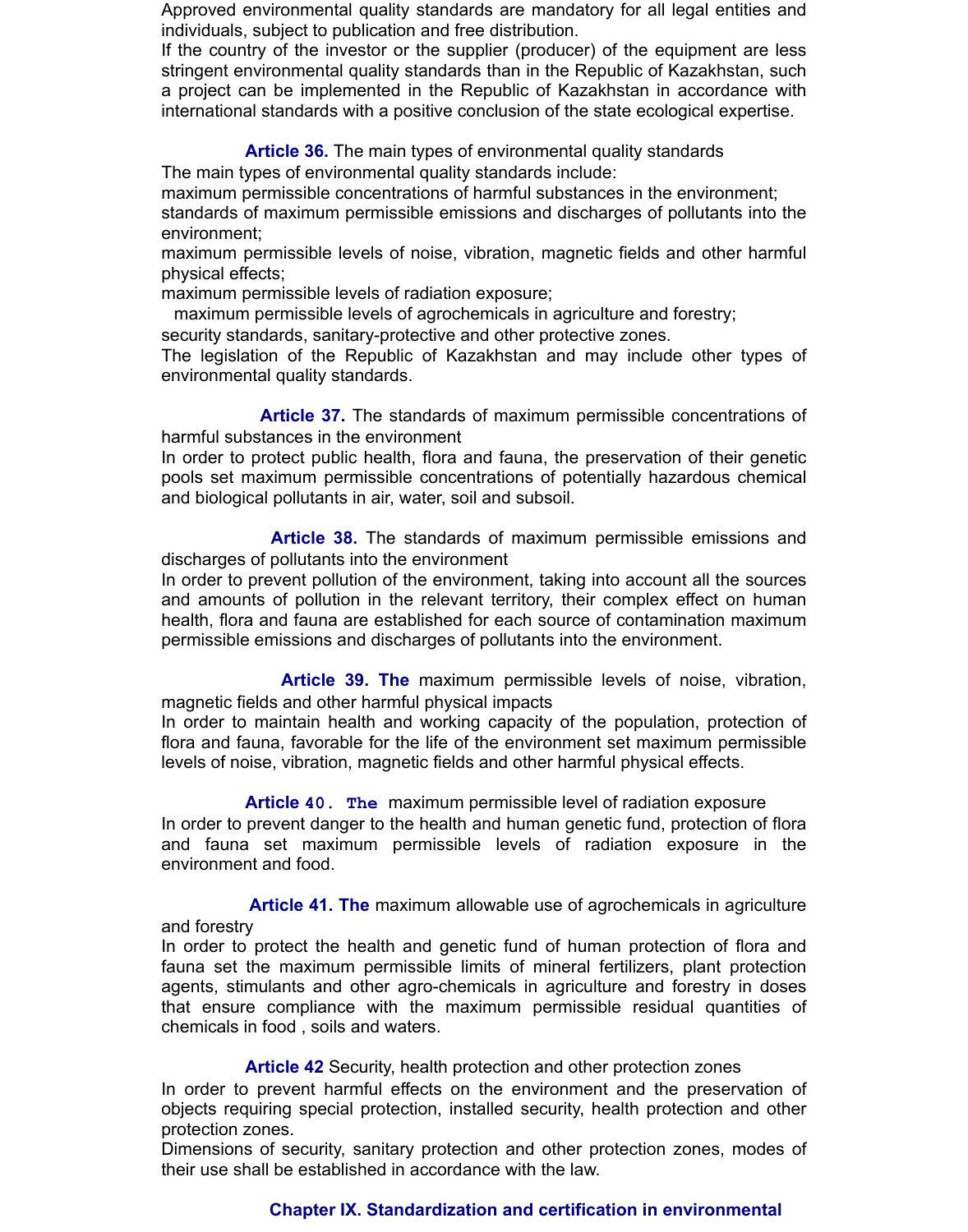Approved environmental quality standards are mandatory for all legal entities and individuals, subject to publication and free distribution.
If the country of the investor or the supplier (producer) of the equipment are less stringent environmental quality standards than in the Republic of Kazakhstan, such a project can be implemented in the Republic of Kazakhstan in accordance with international standards with a positive conclusion of the state ecological expertise.

**Article 36.** The main types of environmental quality standards

The main types of environmental quality standards include:
maximum permissible concentrations of harmful substances in the environment;
standards of maximum permissible emissions and discharges of pollutants into the environment;
maximum permissible levels of noise, vibration, magnetic fields and other harmful physical effects;
maximum permissible levels of radiation exposure;
maximum permissible levels of agrochemicals in agriculture and forestry;
security standards, sanitary-protective and other protective zones.
The legislation of the Republic of Kazakhstan and may include other types of environmental quality standards.

**Article 37.** The standards of maximum permissible concentrations of harmful substances in the environment

In order to protect public health, flora and fauna, the preservation of their genetic pools set maximum permissible concentrations of potentially hazardous chemical and biological pollutants in air, water, soil and subsoil.

**Article 38.** The standards of maximum permissible emissions and discharges of pollutants into the environment

In order to prevent pollution of the environment, taking into account all the sources and amounts of pollution in the relevant territory, their complex effect on human health, flora and fauna are established for each source of contamination maximum permissible emissions and discharges of pollutants into the environment.

**Article 39. The** maximum permissible levels of noise, vibration, magnetic fields and other harmful physical impacts

In order to maintain health and working capacity of the population, protection of flora and fauna, favorable for the life of the environment set maximum permissible levels of noise, vibration, magnetic fields and other harmful physical effects.

**Article 40. The** maximum permissible level of radiation exposure

In order to prevent danger to the health and human genetic fund, protection of flora and fauna set maximum permissible levels of radiation exposure in the environment and food.

**Article 41. The** maximum allowable use of agrochemicals in agriculture and forestry

In order to protect the health and genetic fund of human protection of flora and fauna set the maximum permissible limits of mineral fertilizers, plant protection agents, stimulants and other agro-chemicals in agriculture and forestry in doses that ensure compliance with the maximum permissible residual quantities of chemicals in food , soils and waters.

**Article 42** Security, health protection and other protection zones

In order to prevent harmful effects on the environment and the preservation of objects requiring special protection, installed security, health protection and other protection zones.
Dimensions of security, sanitary protection and other protection zones, modes of their use shall be established in accordance with the law.

## Chapter IX. Standardization and certification in environmental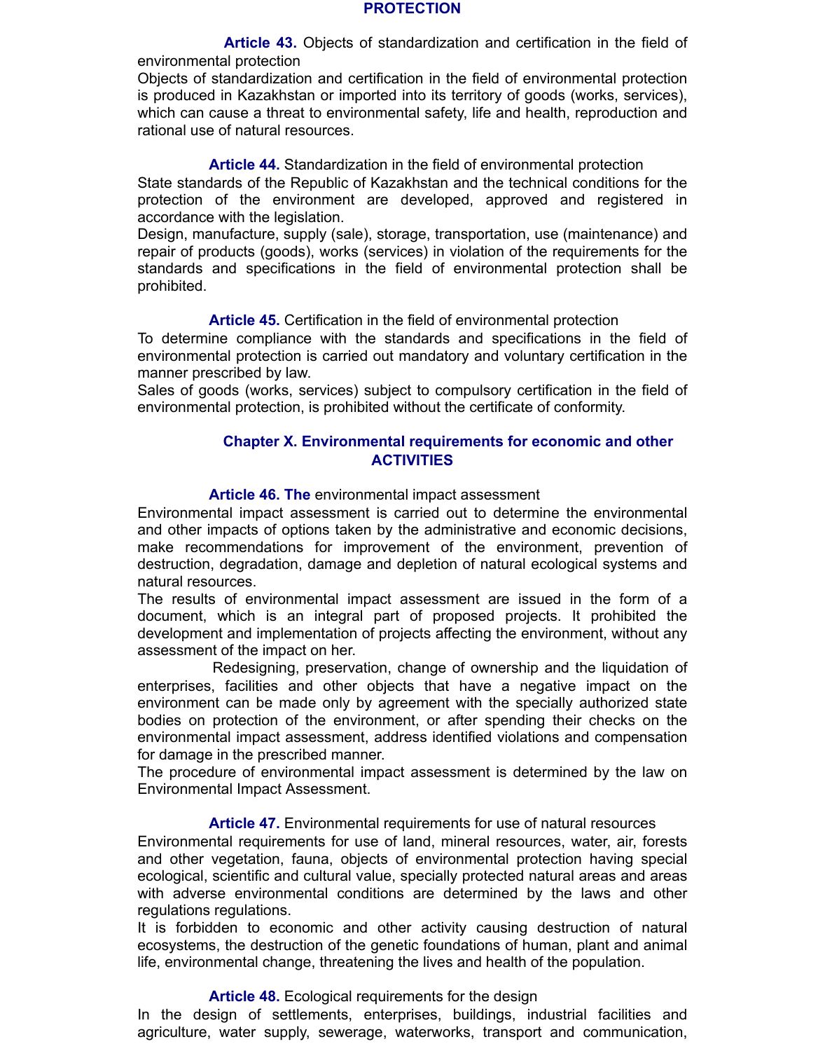**PROTECTION**

**Article 43.** Objects of standardization and certification in the field of environmental protection

Objects of standardization and certification in the field of environmental protection is produced in Kazakhstan or imported into its territory of goods (works, services), which can cause a threat to environmental safety, life and health, reproduction and rational use of natural resources.

**Article 44.** Standardization in the field of environmental protection

State standards of the Republic of Kazakhstan and the technical conditions for the protection of the environment are developed, approved and registered in accordance with the legislation.

Design, manufacture, supply (sale), storage, transportation, use (maintenance) and repair of products (goods), works (services) in violation of the requirements for the standards and specifications in the field of environmental protection shall be prohibited.

**Article 45.** Certification in the field of environmental protection

To determine compliance with the standards and specifications in the field of environmental protection is carried out mandatory and voluntary certification in the manner prescribed by law.

Sales of goods (works, services) subject to compulsory certification in the field of environmental protection, is prohibited without the certificate of conformity.

## Chapter X. Environmental requirements for economic and other ACTIVITIES

**Article 46. The** environmental impact assessment

Environmental impact assessment is carried out to determine the environmental and other impacts of options taken by the administrative and economic decisions, make recommendations for improvement of the environment, prevention of destruction, degradation, damage and depletion of natural ecological systems and natural resources.

The results of environmental impact assessment are issued in the form of a document, which is an integral part of proposed projects. It prohibited the development and implementation of projects affecting the environment, without any assessment of the impact on her.

Redesigning, preservation, change of ownership and the liquidation of enterprises, facilities and other objects that have a negative impact on the environment can be made only by agreement with the specially authorized state bodies on protection of the environment, or after spending their checks on the environmental impact assessment, address identified violations and compensation for damage in the prescribed manner.

The procedure of environmental impact assessment is determined by the law on Environmental Impact Assessment.

**Article 47.** Environmental requirements for use of natural resources

Environmental requirements for use of land, mineral resources, water, air, forests and other vegetation, fauna, objects of environmental protection having special ecological, scientific and cultural value, specially protected natural areas and areas with adverse environmental conditions are determined by the laws and other regulations regulations.

It is forbidden to economic and other activity causing destruction of natural ecosystems, the destruction of the genetic foundations of human, plant and animal life, environmental change, threatening the lives and health of the population.

**Article 48.** Ecological requirements for the design

In the design of settlements, enterprises, buildings, industrial facilities and agriculture, water supply, sewerage, waterworks, transport and communication,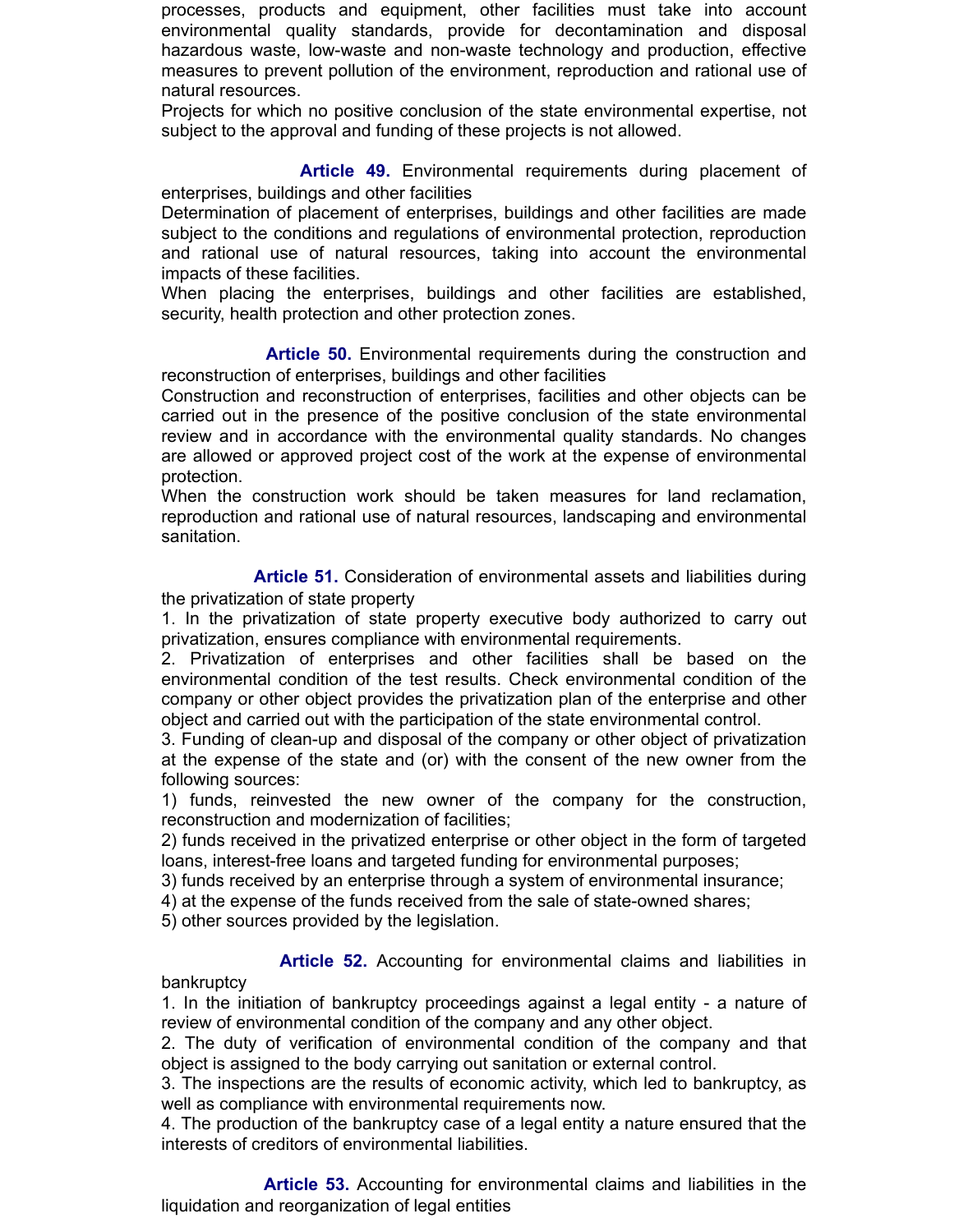processes, products and equipment, other facilities must take into account environmental quality standards, provide for decontamination and disposal hazardous waste, low-waste and non-waste technology and production, effective measures to prevent pollution of the environment, reproduction and rational use of natural resources.

Projects for which no positive conclusion of the state environmental expertise, not subject to the approval and funding of these projects is not allowed.

**Article 49.** Environmental requirements during placement of enterprises, buildings and other facilities

Determination of placement of enterprises, buildings and other facilities are made subject to the conditions and regulations of environmental protection, reproduction and rational use of natural resources, taking into account the environmental impacts of these facilities.

When placing the enterprises, buildings and other facilities are established, security, health protection and other protection zones.

**Article 50.** Environmental requirements during the construction and reconstruction of enterprises, buildings and other facilities

Construction and reconstruction of enterprises, facilities and other objects can be carried out in the presence of the positive conclusion of the state environmental review and in accordance with the environmental quality standards. No changes are allowed or approved project cost of the work at the expense of environmental protection.

When the construction work should be taken measures for land reclamation, reproduction and rational use of natural resources, landscaping and environmental sanitation.

**Article 51.** Consideration of environmental assets and liabilities during the privatization of state property

1. In the privatization of state property executive body authorized to carry out privatization, ensures compliance with environmental requirements.
2. Privatization of enterprises and other facilities shall be based on the environmental condition of the test results. Check environmental condition of the company or other object provides the privatization plan of the enterprise and other object and carried out with the participation of the state environmental control.
3. Funding of clean-up and disposal of the company or other object of privatization at the expense of the state and (or) with the consent of the new owner from the following sources:

1) funds, reinvested the new owner of the company for the construction, reconstruction and modernization of facilities;
2) funds received in the privatized enterprise or other object in the form of targeted loans, interest-free loans and targeted funding for environmental purposes;
3) funds received by an enterprise through a system of environmental insurance;
4) at the expense of the funds received from the sale of state-owned shares;
5) other sources provided by the legislation.

**Article 52.** Accounting for environmental claims and liabilities in bankruptcy

1. In the initiation of bankruptcy proceedings against a legal entity - a nature of review of environmental condition of the company and any other object.
2. The duty of verification of environmental condition of the company and that object is assigned to the body carrying out sanitation or external control.
3. The inspections are the results of economic activity, which led to bankruptcy, as well as compliance with environmental requirements now.
4. The production of the bankruptcy case of a legal entity a nature ensured that the interests of creditors of environmental liabilities.

**Article 53.** Accounting for environmental claims and liabilities in the liquidation and reorganization of legal entities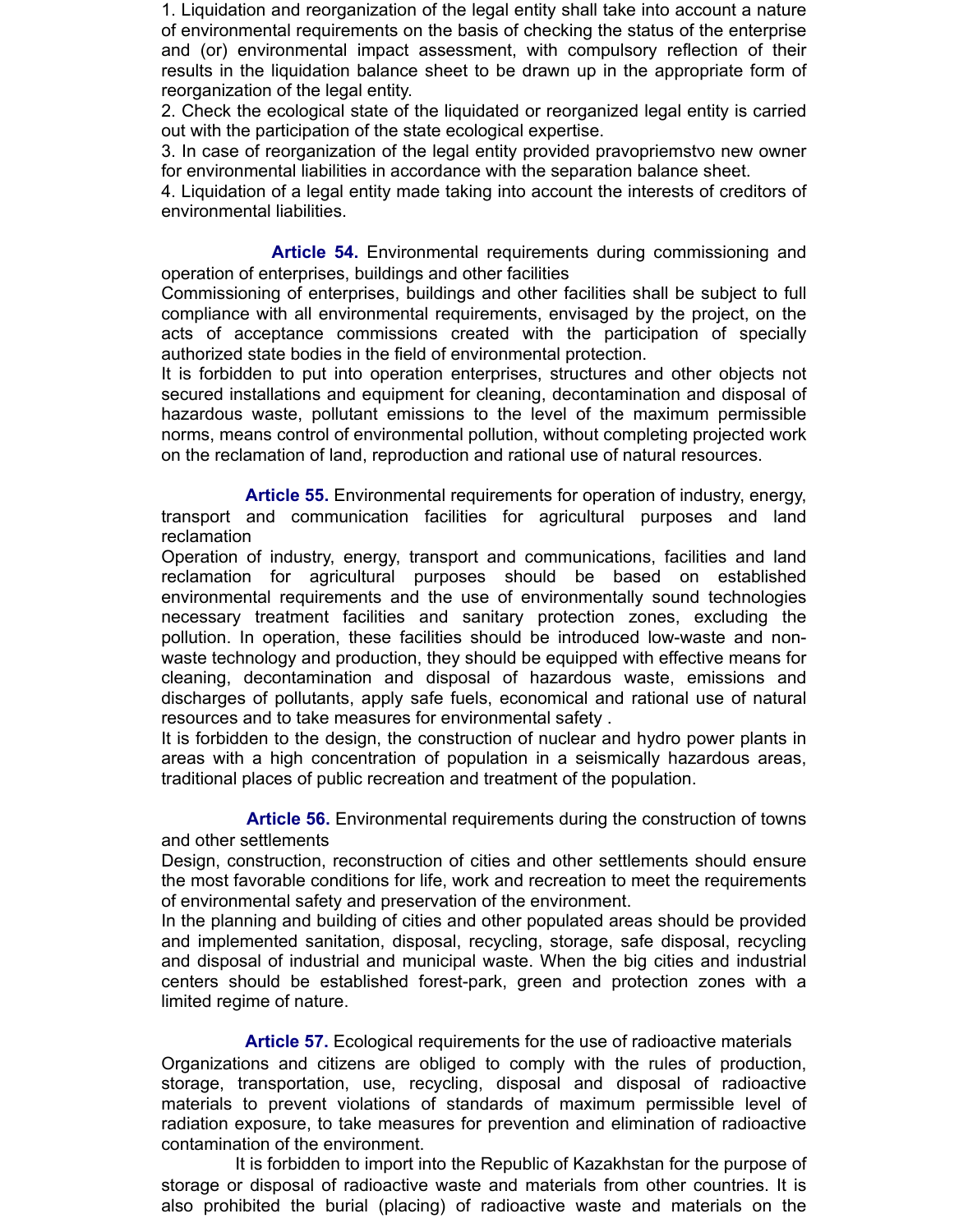1. Liquidation and reorganization of the legal entity shall take into account a nature of environmental requirements on the basis of checking the status of the enterprise and (or) environmental impact assessment, with compulsory reflection of their results in the liquidation balance sheet to be drawn up in the appropriate form of reorganization of the legal entity.
2. Check the ecological state of the liquidated or reorganized legal entity is carried out with the participation of the state ecological expertise.
3. In case of reorganization of the legal entity provided pravopriemstvo new owner for environmental liabilities in accordance with the separation balance sheet.
4. Liquidation of a legal entity made taking into account the interests of creditors of environmental liabilities.

**Article 54.** Environmental requirements during commissioning and operation of enterprises, buildings and other facilities

Commissioning of enterprises, buildings and other facilities shall be subject to full compliance with all environmental requirements, envisaged by the project, on the acts of acceptance commissions created with the participation of specially authorized state bodies in the field of environmental protection.

It is forbidden to put into operation enterprises, structures and other objects not secured installations and equipment for cleaning, decontamination and disposal of hazardous waste, pollutant emissions to the level of the maximum permissible norms, means control of environmental pollution, without completing projected work on the reclamation of land, reproduction and rational use of natural resources.

**Article 55.** Environmental requirements for operation of industry, energy, transport and communication facilities for agricultural purposes and land reclamation

Operation of industry, energy, transport and communications, facilities and land reclamation for agricultural purposes should be based on established environmental requirements and the use of environmentally sound technologies necessary treatment facilities and sanitary protection zones, excluding the pollution. In operation, these facilities should be introduced low-waste and non-waste technology and production, they should be equipped with effective means for cleaning, decontamination and disposal of hazardous waste, emissions and discharges of pollutants, apply safe fuels, economical and rational use of natural resources and to take measures for environmental safety .

It is forbidden to the design, the construction of nuclear and hydro power plants in areas with a high concentration of population in a seismically hazardous areas, traditional places of public recreation and treatment of the population.

**Article 56.** Environmental requirements during the construction of towns and other settlements

Design, construction, reconstruction of cities and other settlements should ensure the most favorable conditions for life, work and recreation to meet the requirements of environmental safety and preservation of the environment.

In the planning and building of cities and other populated areas should be provided and implemented sanitation, disposal, recycling, storage, safe disposal, recycling and disposal of industrial and municipal waste. When the big cities and industrial centers should be established forest-park, green and protection zones with a limited regime of nature.

**Article 57.** Ecological requirements for the use of radioactive materials

Organizations and citizens are obliged to comply with the rules of production, storage, transportation, use, recycling, disposal and disposal of radioactive materials to prevent violations of standards of maximum permissible level of radiation exposure, to take measures for prevention and elimination of radioactive contamination of the environment.

It is forbidden to import into the Republic of Kazakhstan for the purpose of storage or disposal of radioactive waste and materials from other countries. It is also prohibited the burial (placing) of radioactive waste and materials on the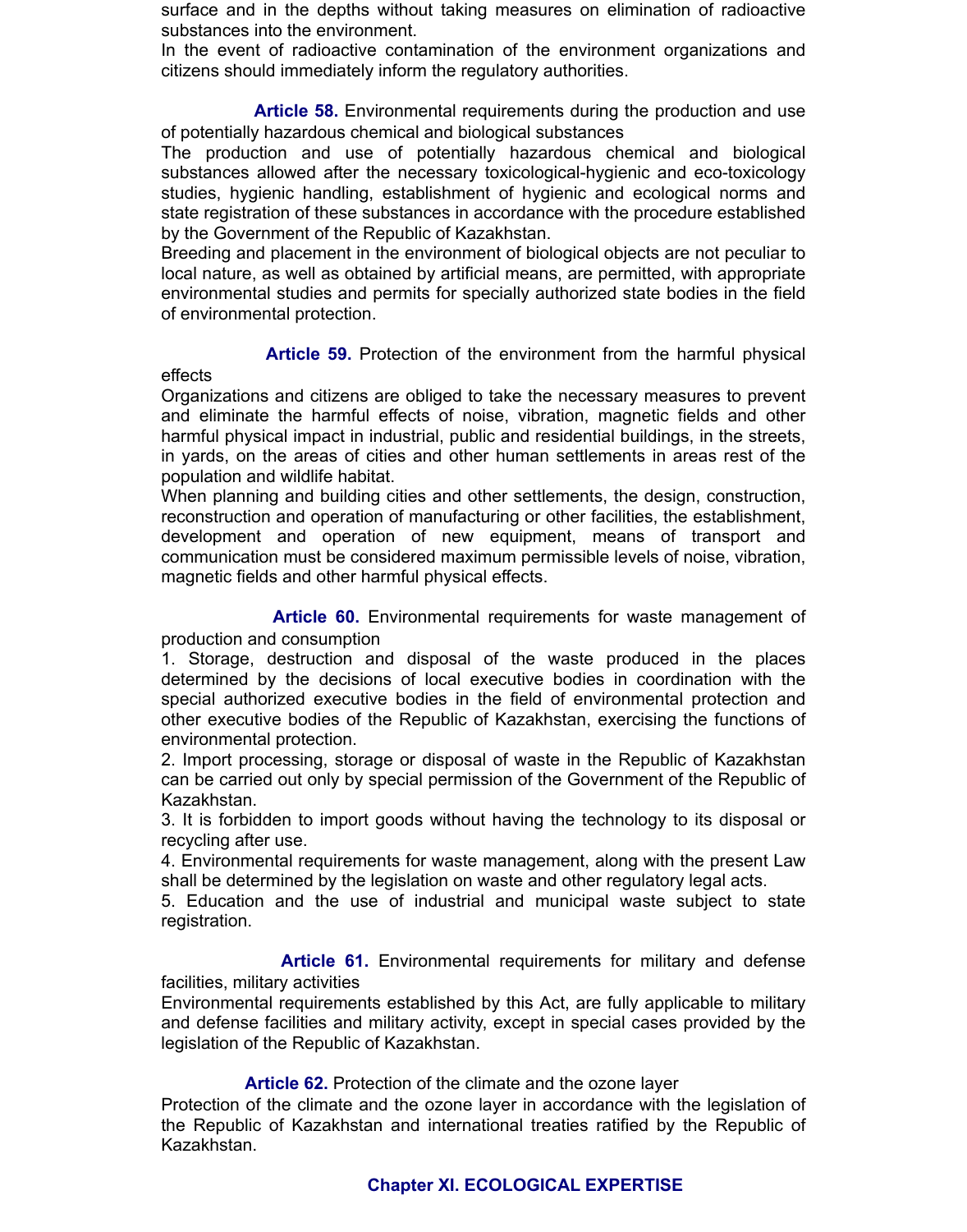surface and in the depths without taking measures on elimination of radioactive substances into the environment.

In the event of radioactive contamination of the environment organizations and citizens should immediately inform the regulatory authorities.

**Article 58.** Environmental requirements during the production and use of potentially hazardous chemical and biological substances

The production and use of potentially hazardous chemical and biological substances allowed after the necessary toxicological-hygienic and eco-toxicology studies, hygienic handling, establishment of hygienic and ecological norms and state registration of these substances in accordance with the procedure established by the Government of the Republic of Kazakhstan.

Breeding and placement in the environment of biological objects are not peculiar to local nature, as well as obtained by artificial means, are permitted, with appropriate environmental studies and permits for specially authorized state bodies in the field of environmental protection.

**Article 59.** Protection of the environment from the harmful physical effects

Organizations and citizens are obliged to take the necessary measures to prevent and eliminate the harmful effects of noise, vibration, magnetic fields and other harmful physical impact in industrial, public and residential buildings, in the streets, in yards, on the areas of cities and other human settlements in areas rest of the population and wildlife habitat.

When planning and building cities and other settlements, the design, construction, reconstruction and operation of manufacturing or other facilities, the establishment, development and operation of new equipment, means of transport and communication must be considered maximum permissible levels of noise, vibration, magnetic fields and other harmful physical effects.

**Article 60.** Environmental requirements for waste management of production and consumption

1. Storage, destruction and disposal of the waste produced in the places determined by the decisions of local executive bodies in coordination with the special authorized executive bodies in the field of environmental protection and other executive bodies of the Republic of Kazakhstan, exercising the functions of environmental protection.
2. Import processing, storage or disposal of waste in the Republic of Kazakhstan can be carried out only by special permission of the Government of the Republic of Kazakhstan.
3. It is forbidden to import goods without having the technology to its disposal or recycling after use.
4. Environmental requirements for waste management, along with the present Law shall be determined by the legislation on waste and other regulatory legal acts.
5. Education and the use of industrial and municipal waste subject to state registration.

**Article 61.** Environmental requirements for military and defense facilities, military activities

Environmental requirements established by this Act, are fully applicable to military and defense facilities and military activity, except in special cases provided by the legislation of the Republic of Kazakhstan.

**Article 62.** Protection of the climate and the ozone layer

Protection of the climate and the ozone layer in accordance with the legislation of the Republic of Kazakhstan and international treaties ratified by the Republic of Kazakhstan.

## Chapter XI. ECOLOGICAL EXPERTISE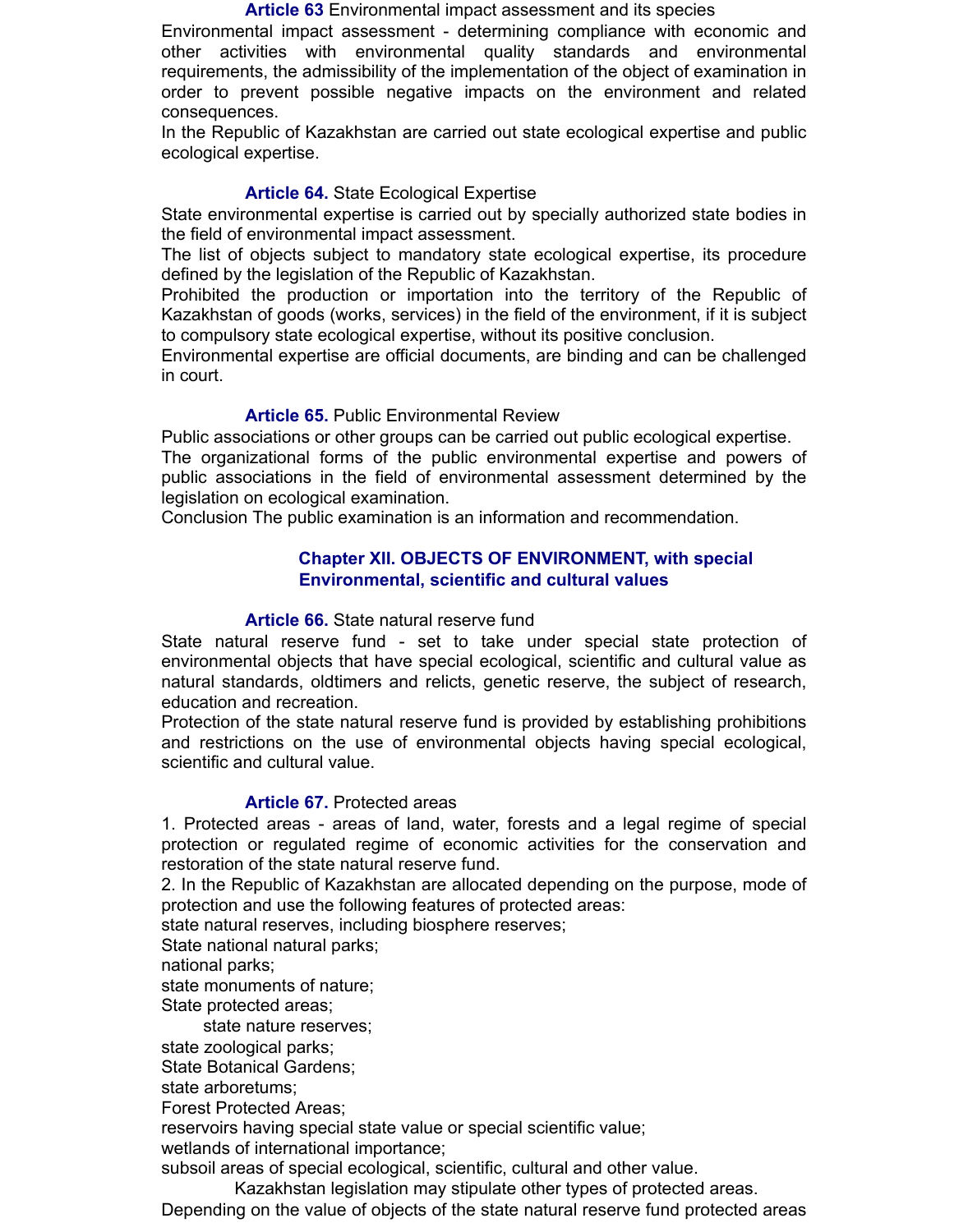**Article 63** Environmental impact assessment and its species

Environmental impact assessment - determining compliance with economic and other activities with environmental quality standards and environmental requirements, the admissibility of the implementation of the object of examination in order to prevent possible negative impacts on the environment and related consequences.

In the Republic of Kazakhstan are carried out state ecological expertise and public ecological expertise.

**Article 64.** State Ecological Expertise

State environmental expertise is carried out by specially authorized state bodies in the field of environmental impact assessment.

The list of objects subject to mandatory state ecological expertise, its procedure defined by the legislation of the Republic of Kazakhstan.

Prohibited the production or importation into the territory of the Republic of Kazakhstan of goods (works, services) in the field of the environment, if it is subject to compulsory state ecological expertise, without its positive conclusion.

Environmental expertise are official documents, are binding and can be challenged in court.

**Article 65.** Public Environmental Review

Public associations or other groups can be carried out public ecological expertise.

The organizational forms of the public environmental expertise and powers of public associations in the field of environmental assessment determined by the legislation on ecological examination.

Conclusion The public examination is an information and recommendation.

## Chapter XII. OBJECTS OF ENVIRONMENT, with special Environmental, scientific and cultural values

**Article 66.** State natural reserve fund

State natural reserve fund - set to take under special state protection of environmental objects that have special ecological, scientific and cultural value as natural standards, oldtimers and relicts, genetic reserve, the subject of research, education and recreation.

Protection of the state natural reserve fund is provided by establishing prohibitions and restrictions on the use of environmental objects having special ecological, scientific and cultural value.

**Article 67.** Protected areas

1. Protected areas - areas of land, water, forests and a legal regime of special protection or regulated regime of economic activities for the conservation and restoration of the state natural reserve fund.
2. In the Republic of Kazakhstan are allocated depending on the purpose, mode of protection and use the following features of protected areas:

state natural reserves, including biosphere reserves;
State national natural parks;
national parks;
state monuments of nature;
State protected areas;
state nature reserves;
state zoological parks;
State Botanical Gardens;
state arboretums;
Forest Protected Areas;
reservoirs having special state value or special scientific value;
wetlands of international importance;
subsoil areas of special ecological, scientific, cultural and other value.

Kazakhstan legislation may stipulate other types of protected areas.

Depending on the value of objects of the state natural reserve fund protected areas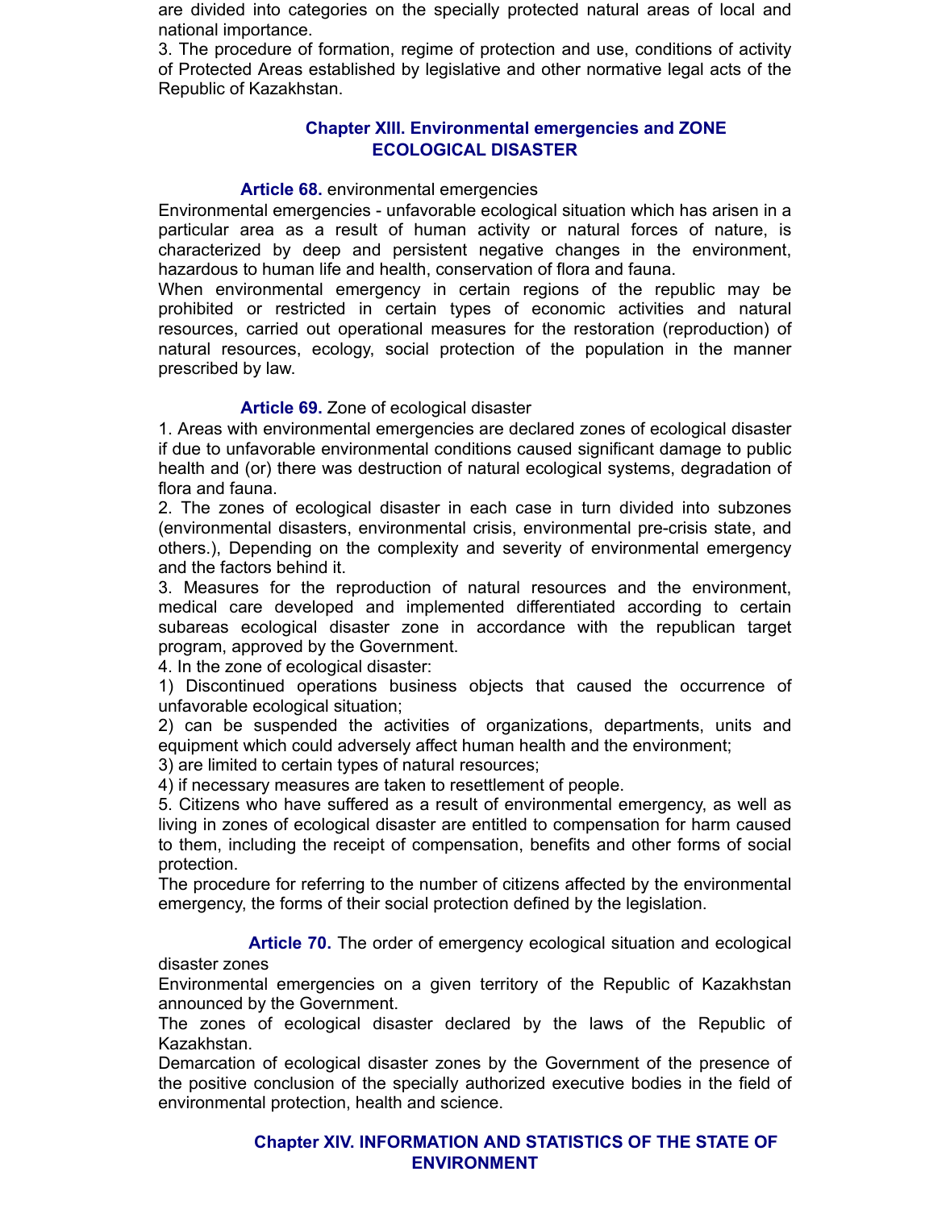are divided into categories on the specially protected natural areas of local and national importance.

3. The procedure of formation, regime of protection and use, conditions of activity of Protected Areas established by legislative and other normative legal acts of the Republic of Kazakhstan.

## Chapter XIII. Environmental emergencies and ZONE ECOLOGICAL DISASTER

**Article 68.** environmental emergencies

Environmental emergencies - unfavorable ecological situation which has arisen in a particular area as a result of human activity or natural forces of nature, is characterized by deep and persistent negative changes in the environment, hazardous to human life and health, conservation of flora and fauna.

When environmental emergency in certain regions of the republic may be prohibited or restricted in certain types of economic activities and natural resources, carried out operational measures for the restoration (reproduction) of natural resources, ecology, social protection of the population in the manner prescribed by law.

**Article 69.** Zone of ecological disaster

1. Areas with environmental emergencies are declared zones of ecological disaster if due to unfavorable environmental conditions caused significant damage to public health and (or) there was destruction of natural ecological systems, degradation of flora and fauna.

2. The zones of ecological disaster in each case in turn divided into subzones (environmental disasters, environmental crisis, environmental pre-crisis state, and others.), Depending on the complexity and severity of environmental emergency and the factors behind it.

3. Measures for the reproduction of natural resources and the environment, medical care developed and implemented differentiated according to certain subareas ecological disaster zone in accordance with the republican target program, approved by the Government.

4. In the zone of ecological disaster:

1) Discontinued operations business objects that caused the occurrence of unfavorable ecological situation;

2) can be suspended the activities of organizations, departments, units and equipment which could adversely affect human health and the environment;

3) are limited to certain types of natural resources;

4) if necessary measures are taken to resettlement of people.

5. Citizens who have suffered as a result of environmental emergency, as well as living in zones of ecological disaster are entitled to compensation for harm caused to them, including the receipt of compensation, benefits and other forms of social protection.

The procedure for referring to the number of citizens affected by the environmental emergency, the forms of their social protection defined by the legislation.

**Article 70.** The order of emergency ecological situation and ecological disaster zones

Environmental emergencies on a given territory of the Republic of Kazakhstan announced by the Government.

The zones of ecological disaster declared by the laws of the Republic of Kazakhstan.

Demarcation of ecological disaster zones by the Government of the presence of the positive conclusion of the specially authorized executive bodies in the field of environmental protection, health and science.

## Chapter XIV. INFORMATION AND STATISTICS OF THE STATE OF ENVIRONMENT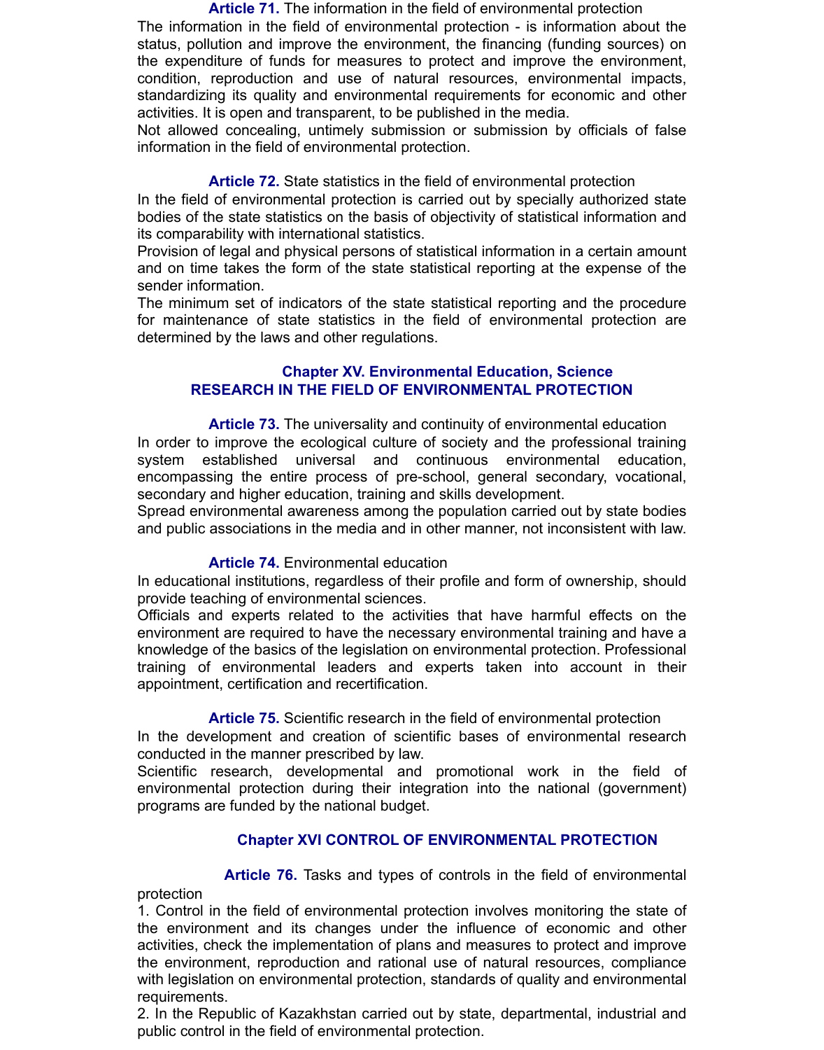**Article 71.** The information in the field of environmental protection

The information in the field of environmental protection - is information about the status, pollution and improve the environment, the financing (funding sources) on the expenditure of funds for measures to protect and improve the environment, condition, reproduction and use of natural resources, environmental impacts, standardizing its quality and environmental requirements for economic and other activities. It is open and transparent, to be published in the media.

Not allowed concealing, untimely submission or submission by officials of false information in the field of environmental protection.

**Article 72.** State statistics in the field of environmental protection

In the field of environmental protection is carried out by specially authorized state bodies of the state statistics on the basis of objectivity of statistical information and its comparability with international statistics.

Provision of legal and physical persons of statistical information in a certain amount and on time takes the form of the state statistical reporting at the expense of the sender information.

The minimum set of indicators of the state statistical reporting and the procedure for maintenance of state statistics in the field of environmental protection are determined by the laws and other regulations.

## Chapter XV. Environmental Education, Science RESEARCH IN THE FIELD OF ENVIRONMENTAL PROTECTION

**Article 73.** The universality and continuity of environmental education

In order to improve the ecological culture of society and the professional training system established universal and continuous environmental education, encompassing the entire process of pre-school, general secondary, vocational, secondary and higher education, training and skills development.

Spread environmental awareness among the population carried out by state bodies and public associations in the media and in other manner, not inconsistent with law.

**Article 74.** Environmental education

In educational institutions, regardless of their profile and form of ownership, should provide teaching of environmental sciences.

Officials and experts related to the activities that have harmful effects on the environment are required to have the necessary environmental training and have a knowledge of the basics of the legislation on environmental protection. Professional training of environmental leaders and experts taken into account in their appointment, certification and recertification.

**Article 75.** Scientific research in the field of environmental protection

In the development and creation of scientific bases of environmental research conducted in the manner prescribed by law.

Scientific research, developmental and promotional work in the field of environmental protection during their integration into the national (government) programs are funded by the national budget.

## Chapter XVI CONTROL OF ENVIRONMENTAL PROTECTION

**Article 76.** Tasks and types of controls in the field of environmental protection

1. Control in the field of environmental protection involves monitoring the state of the environment and its changes under the influence of economic and other activities, check the implementation of plans and measures to protect and improve the environment, reproduction and rational use of natural resources, compliance with legislation on environmental protection, standards of quality and environmental requirements.

2. In the Republic of Kazakhstan carried out by state, departmental, industrial and public control in the field of environmental protection.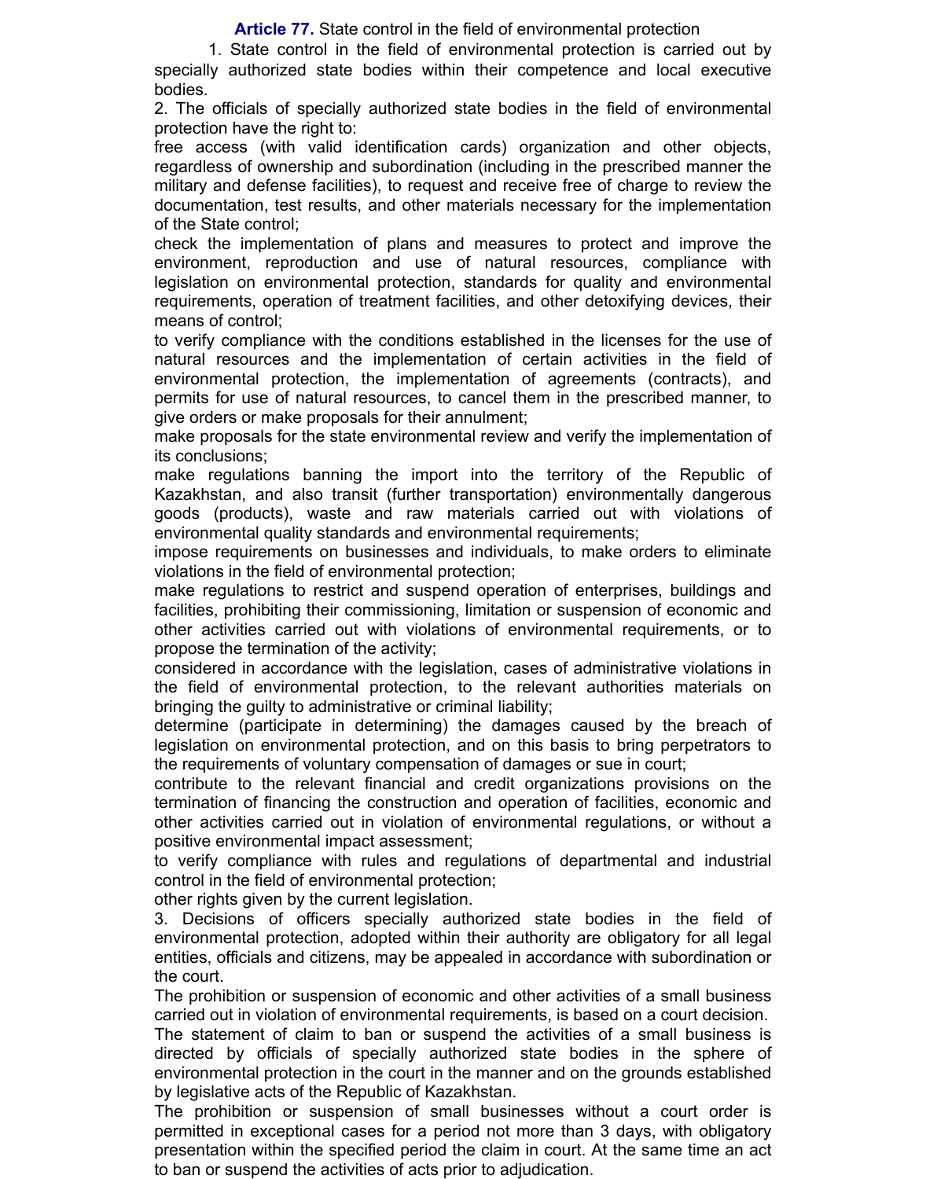**Article 77.** State control in the field of environmental protection

1. State control in the field of environmental protection is carried out by specially authorized state bodies within their competence and local executive bodies.

2. The officials of specially authorized state bodies in the field of environmental protection have the right to:

free access (with valid identification cards) organization and other objects, regardless of ownership and subordination (including in the prescribed manner the military and defense facilities), to request and receive free of charge to review the documentation, test results, and other materials necessary for the implementation of the State control;

check the implementation of plans and measures to protect and improve the environment, reproduction and use of natural resources, compliance with legislation on environmental protection, standards for quality and environmental requirements, operation of treatment facilities, and other detoxifying devices, their means of control;

to verify compliance with the conditions established in the licenses for the use of natural resources and the implementation of certain activities in the field of environmental protection, the implementation of agreements (contracts), and permits for use of natural resources, to cancel them in the prescribed manner, to give orders or make proposals for their annulment;

make proposals for the state environmental review and verify the implementation of its conclusions;

make regulations banning the import into the territory of the Republic of Kazakhstan, and also transit (further transportation) environmentally dangerous goods (products), waste and raw materials carried out with violations of environmental quality standards and environmental requirements;

impose requirements on businesses and individuals, to make orders to eliminate violations in the field of environmental protection;

make regulations to restrict and suspend operation of enterprises, buildings and facilities, prohibiting their commissioning, limitation or suspension of economic and other activities carried out with violations of environmental requirements, or to propose the termination of the activity;

considered in accordance with the legislation, cases of administrative violations in the field of environmental protection, to the relevant authorities materials on bringing the guilty to administrative or criminal liability;

determine (participate in determining) the damages caused by the breach of legislation on environmental protection, and on this basis to bring perpetrators to the requirements of voluntary compensation of damages or sue in court;

contribute to the relevant financial and credit organizations provisions on the termination of financing the construction and operation of facilities, economic and other activities carried out in violation of environmental regulations, or without a positive environmental impact assessment;

to verify compliance with rules and regulations of departmental and industrial control in the field of environmental protection;

other rights given by the current legislation.

3. Decisions of officers specially authorized state bodies in the field of environmental protection, adopted within their authority are obligatory for all legal entities, officials and citizens, may be appealed in accordance with subordination or the court.

The prohibition or suspension of economic and other activities of a small business carried out in violation of environmental requirements, is based on a court decision.

The statement of claim to ban or suspend the activities of a small business is directed by officials of specially authorized state bodies in the sphere of environmental protection in the court in the manner and on the grounds established by legislative acts of the Republic of Kazakhstan.

The prohibition or suspension of small businesses without a court order is permitted in exceptional cases for a period not more than 3 days, with obligatory presentation within the specified period the claim in court. At the same time an act to ban or suspend the activities of acts prior to adjudication.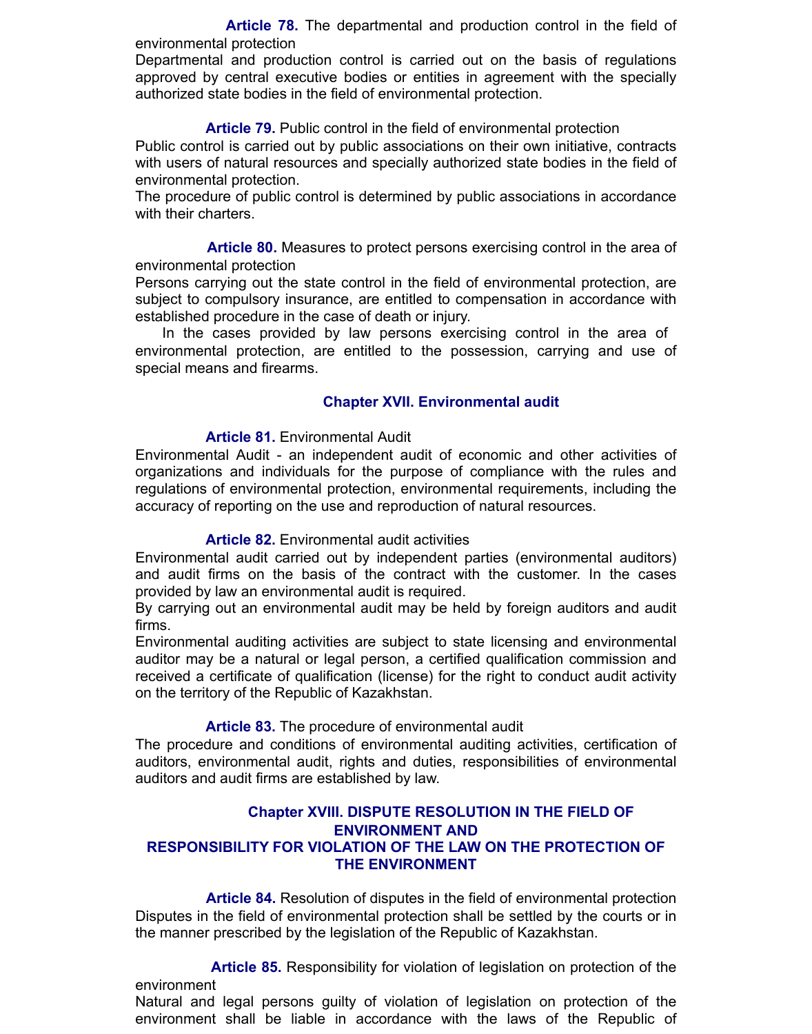**Article 78.** The departmental and production control in the field of environmental protection

Departmental and production control is carried out on the basis of regulations approved by central executive bodies or entities in agreement with the specially authorized state bodies in the field of environmental protection.

**Article 79.** Public control in the field of environmental protection

Public control is carried out by public associations on their own initiative, contracts with users of natural resources and specially authorized state bodies in the field of environmental protection.

The procedure of public control is determined by public associations in accordance with their charters.

**Article 80.** Measures to protect persons exercising control in the area of environmental protection

Persons carrying out the state control in the field of environmental protection, are subject to compulsory insurance, are entitled to compensation in accordance with established procedure in the case of death or injury.

In the cases provided by law persons exercising control in the area of environmental protection, are entitled to the possession, carrying and use of special means and firearms.

## Chapter XVII. Environmental audit

**Article 81.** Environmental Audit

Environmental Audit - an independent audit of economic and other activities of organizations and individuals for the purpose of compliance with the rules and regulations of environmental protection, environmental requirements, including the accuracy of reporting on the use and reproduction of natural resources.

**Article 82.** Environmental audit activities

Environmental audit carried out by independent parties (environmental auditors) and audit firms on the basis of the contract with the customer. In the cases provided by law an environmental audit is required.

By carrying out an environmental audit may be held by foreign auditors and audit firms.

Environmental auditing activities are subject to state licensing and environmental auditor may be a natural or legal person, a certified qualification commission and received a certificate of qualification (license) for the right to conduct audit activity on the territory of the Republic of Kazakhstan.

**Article 83.** The procedure of environmental audit

The procedure and conditions of environmental auditing activities, certification of auditors, environmental audit, rights and duties, responsibilities of environmental auditors and audit firms are established by law.

## Chapter XVIII. DISPUTE RESOLUTION IN THE FIELD OF ENVIRONMENT AND RESPONSIBILITY FOR VIOLATION OF THE LAW ON THE PROTECTION OF THE ENVIRONMENT

**Article 84.** Resolution of disputes in the field of environmental protection

Disputes in the field of environmental protection shall be settled by the courts or in the manner prescribed by the legislation of the Republic of Kazakhstan.

**Article 85.** Responsibility for violation of legislation on protection of the environment

Natural and legal persons guilty of violation of legislation on protection of the environment shall be liable in accordance with the laws of the Republic of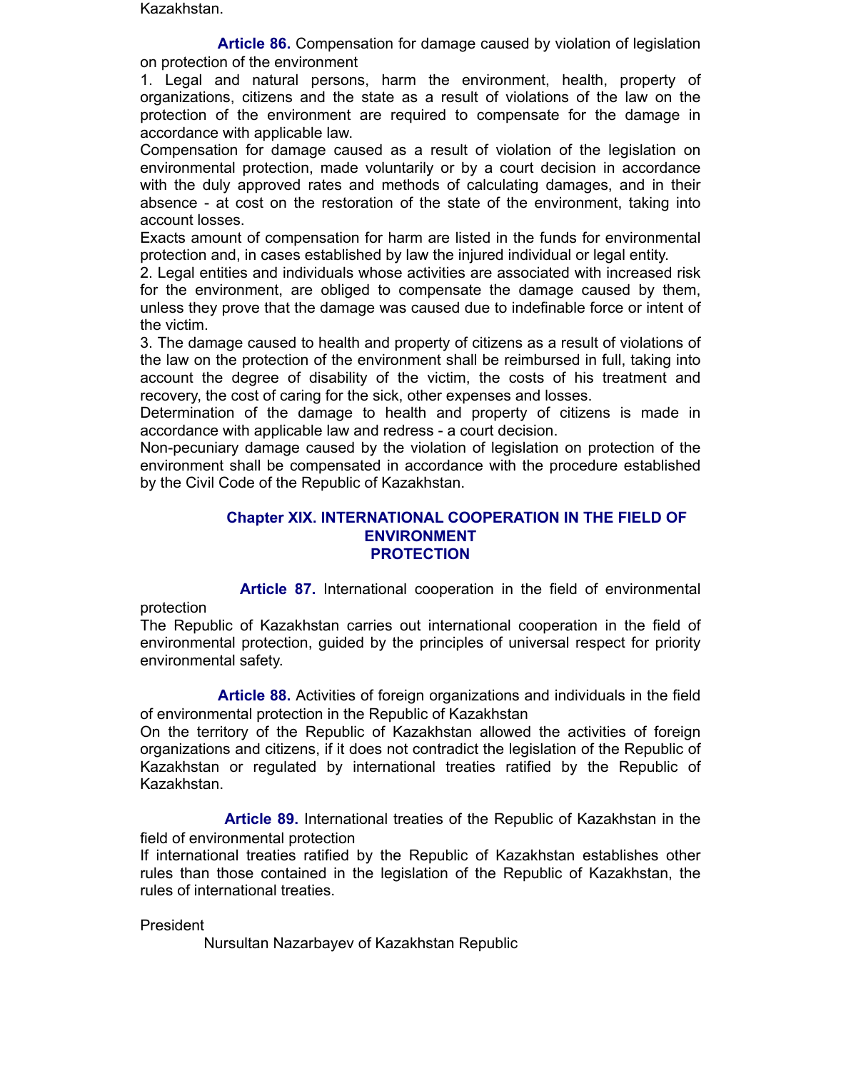Kazakhstan.

**Article 86.** Compensation for damage caused by violation of legislation on protection of the environment

1. Legal and natural persons, harm the environment, health, property of organizations, citizens and the state as a result of violations of the law on the protection of the environment are required to compensate for the damage in accordance with applicable law.

Compensation for damage caused as a result of violation of the legislation on environmental protection, made voluntarily or by a court decision in accordance with the duly approved rates and methods of calculating damages, and in their absence - at cost on the restoration of the state of the environment, taking into account losses.

Exacts amount of compensation for harm are listed in the funds for environmental protection and, in cases established by law the injured individual or legal entity.

2. Legal entities and individuals whose activities are associated with increased risk for the environment, are obliged to compensate the damage caused by them, unless they prove that the damage was caused due to indefinable force or intent of the victim.

3. The damage caused to health and property of citizens as a result of violations of the law on the protection of the environment shall be reimbursed in full, taking into account the degree of disability of the victim, the costs of his treatment and recovery, the cost of caring for the sick, other expenses and losses.

Determination of the damage to health and property of citizens is made in accordance with applicable law and redress - a court decision.

Non-pecuniary damage caused by the violation of legislation on protection of the environment shall be compensated in accordance with the procedure established by the Civil Code of the Republic of Kazakhstan.

## Chapter XIX. INTERNATIONAL COOPERATION IN THE FIELD OF ENVIRONMENT PROTECTION

**Article 87.** International cooperation in the field of environmental protection

The Republic of Kazakhstan carries out international cooperation in the field of environmental protection, guided by the principles of universal respect for priority environmental safety.

**Article 88.** Activities of foreign organizations and individuals in the field of environmental protection in the Republic of Kazakhstan

On the territory of the Republic of Kazakhstan allowed the activities of foreign organizations and citizens, if it does not contradict the legislation of the Republic of Kazakhstan or regulated by international treaties ratified by the Republic of Kazakhstan.

**Article 89.** International treaties of the Republic of Kazakhstan in the field of environmental protection

If international treaties ratified by the Republic of Kazakhstan establishes other rules than those contained in the legislation of the Republic of Kazakhstan, the rules of international treaties.

President

Nursultan Nazarbayev of Kazakhstan Republic